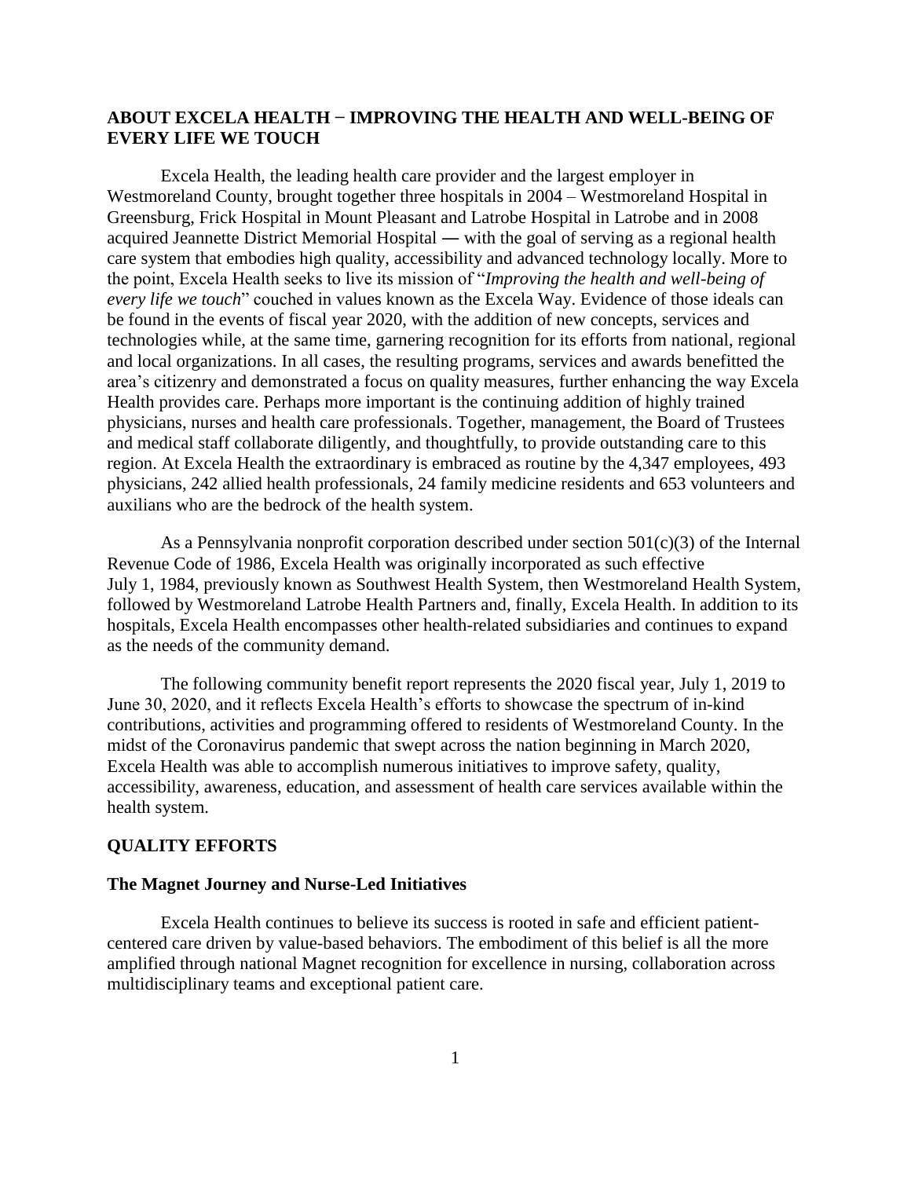## ABOUT EXCELA HEALTH − IMPROVING THE HEALTH AND WELL-BEING OF EVERY LIFE WE TOUCH

Excela Health, the leading health care provider and the largest employer in Westmoreland County, brought together three hospitals in 2004 – Westmoreland Hospital in Greensburg, Frick Hospital in Mount Pleasant and Latrobe Hospital in Latrobe and in 2008 acquired Jeannette District Memorial Hospital ― with the goal of serving as a regional health care system that embodies high quality, accessibility and advanced technology locally. More to the point, Excela Health seeks to live its mission of "*Improving the health and well-being of every life we touch*" couched in values known as the Excela Way. Evidence of those ideals can be found in the events of fiscal year 2020, with the addition of new concepts, services and technologies while, at the same time, garnering recognition for its efforts from national, regional and local organizations. In all cases, the resulting programs, services and awards benefitted the area's citizenry and demonstrated a focus on quality measures, further enhancing the way Excela Health provides care. Perhaps more important is the continuing addition of highly trained physicians, nurses and health care professionals. Together, management, the Board of Trustees and medical staff collaborate diligently, and thoughtfully, to provide outstanding care to this region. At Excela Health the extraordinary is embraced as routine by the 4,347 employees, 493 physicians, 242 allied health professionals, 24 family medicine residents and 653 volunteers and auxilians who are the bedrock of the health system.

As a Pennsylvania nonprofit corporation described under section 501(c)(3) of the Internal Revenue Code of 1986, Excela Health was originally incorporated as such effective July 1, 1984, previously known as Southwest Health System, then Westmoreland Health System, followed by Westmoreland Latrobe Health Partners and, finally, Excela Health. In addition to its hospitals, Excela Health encompasses other health-related subsidiaries and continues to expand as the needs of the community demand.

The following community benefit report represents the 2020 fiscal year, July 1, 2019 to June 30, 2020, and it reflects Excela Health's efforts to showcase the spectrum of in-kind contributions, activities and programming offered to residents of Westmoreland County. In the midst of the Coronavirus pandemic that swept across the nation beginning in March 2020, Excela Health was able to accomplish numerous initiatives to improve safety, quality, accessibility, awareness, education, and assessment of health care services available within the health system.

## QUALITY EFFORTS

### The Magnet Journey and Nurse-Led Initiatives

Excela Health continues to believe its success is rooted in safe and efficient patient-centered care driven by value-based behaviors. The embodiment of this belief is all the more amplified through national Magnet recognition for excellence in nursing, collaboration across multidisciplinary teams and exceptional patient care.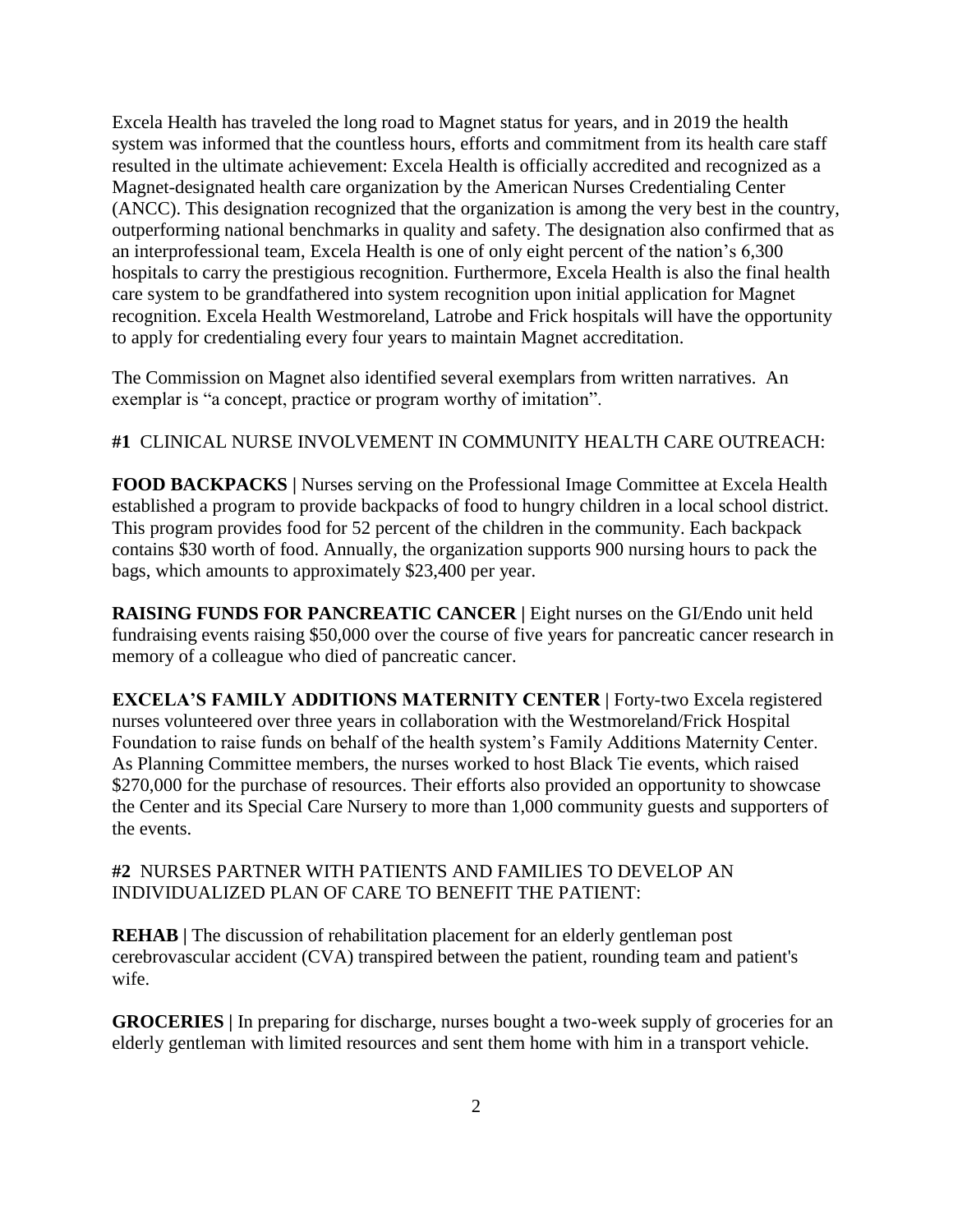Excela Health has traveled the long road to Magnet status for years, and in 2019 the health system was informed that the countless hours, efforts and commitment from its health care staff resulted in the ultimate achievement: Excela Health is officially accredited and recognized as a Magnet-designated health care organization by the American Nurses Credentialing Center (ANCC). This designation recognized that the organization is among the very best in the country, outperforming national benchmarks in quality and safety. The designation also confirmed that as an interprofessional team, Excela Health is one of only eight percent of the nation's 6,300 hospitals to carry the prestigious recognition. Furthermore, Excela Health is also the final health care system to be grandfathered into system recognition upon initial application for Magnet recognition. Excela Health Westmoreland, Latrobe and Frick hospitals will have the opportunity to apply for credentialing every four years to maintain Magnet accreditation.

The Commission on Magnet also identified several exemplars from written narratives. An exemplar is "a concept, practice or program worthy of imitation".

**#1** CLINICAL NURSE INVOLVEMENT IN COMMUNITY HEALTH CARE OUTREACH:

**FOOD BACKPACKS |** Nurses serving on the Professional Image Committee at Excela Health established a program to provide backpacks of food to hungry children in a local school district. This program provides food for 52 percent of the children in the community. Each backpack contains $30 worth of food. Annually, the organization supports 900 nursing hours to pack the bags, which amounts to approximately $23,400 per year.

**RAISING FUNDS FOR PANCREATIC CANCER |** Eight nurses on the GI/Endo unit held fundraising events raising $50,000 over the course of five years for pancreatic cancer research in memory of a colleague who died of pancreatic cancer.

**EXCELA'S FAMILY ADDITIONS MATERNITY CENTER |** Forty-two Excela registered nurses volunteered over three years in collaboration with the Westmoreland/Frick Hospital Foundation to raise funds on behalf of the health system's Family Additions Maternity Center. As Planning Committee members, the nurses worked to host Black Tie events, which raised $270,000 for the purchase of resources. Their efforts also provided an opportunity to showcase the Center and its Special Care Nursery to more than 1,000 community guests and supporters of the events.

**#2** NURSES PARTNER WITH PATIENTS AND FAMILIES TO DEVELOP AN INDIVIDUALIZED PLAN OF CARE TO BENEFIT THE PATIENT:

**REHAB |** The discussion of rehabilitation placement for an elderly gentleman post cerebrovascular accident (CVA) transpired between the patient, rounding team and patient's wife.

**GROCERIES |** In preparing for discharge, nurses bought a two-week supply of groceries for an elderly gentleman with limited resources and sent them home with him in a transport vehicle.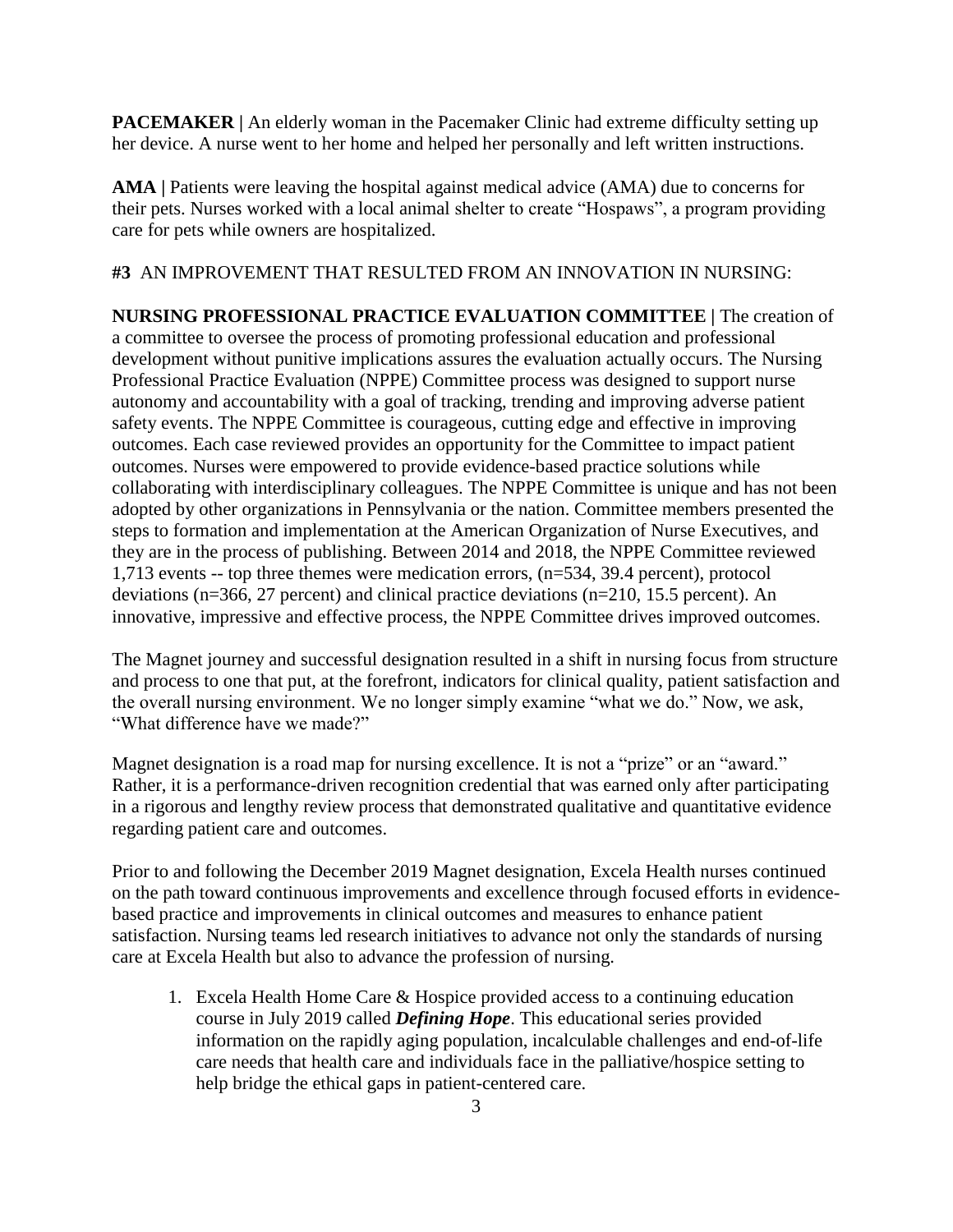**PACEMAKER |** An elderly woman in the Pacemaker Clinic had extreme difficulty setting up her device. A nurse went to her home and helped her personally and left written instructions.

**AMA |** Patients were leaving the hospital against medical advice (AMA) due to concerns for their pets. Nurses worked with a local animal shelter to create "Hospaws", a program providing care for pets while owners are hospitalized.

**#3** AN IMPROVEMENT THAT RESULTED FROM AN INNOVATION IN NURSING:

**NURSING PROFESSIONAL PRACTICE EVALUATION COMMITTEE |** The creation of a committee to oversee the process of promoting professional education and professional development without punitive implications assures the evaluation actually occurs. The Nursing Professional Practice Evaluation (NPPE) Committee process was designed to support nurse autonomy and accountability with a goal of tracking, trending and improving adverse patient safety events. The NPPE Committee is courageous, cutting edge and effective in improving outcomes. Each case reviewed provides an opportunity for the Committee to impact patient outcomes. Nurses were empowered to provide evidence-based practice solutions while collaborating with interdisciplinary colleagues. The NPPE Committee is unique and has not been adopted by other organizations in Pennsylvania or the nation. Committee members presented the steps to formation and implementation at the American Organization of Nurse Executives, and they are in the process of publishing. Between 2014 and 2018, the NPPE Committee reviewed 1,713 events -- top three themes were medication errors, (n=534, 39.4 percent), protocol deviations (n=366, 27 percent) and clinical practice deviations (n=210, 15.5 percent). An innovative, impressive and effective process, the NPPE Committee drives improved outcomes.

The Magnet journey and successful designation resulted in a shift in nursing focus from structure and process to one that put, at the forefront, indicators for clinical quality, patient satisfaction and the overall nursing environment. We no longer simply examine "what we do." Now, we ask, "What difference have we made?"

Magnet designation is a road map for nursing excellence. It is not a "prize" or an "award." Rather, it is a performance-driven recognition credential that was earned only after participating in a rigorous and lengthy review process that demonstrated qualitative and quantitative evidence regarding patient care and outcomes.

Prior to and following the December 2019 Magnet designation, Excela Health nurses continued on the path toward continuous improvements and excellence through focused efforts in evidence-based practice and improvements in clinical outcomes and measures to enhance patient satisfaction. Nursing teams led research initiatives to advance not only the standards of nursing care at Excela Health but also to advance the profession of nursing.

1. Excela Health Home Care & Hospice provided access to a continuing education course in July 2019 called ***Defining Hope***. This educational series provided information on the rapidly aging population, incalculable challenges and end-of-life care needs that health care and individuals face in the palliative/hospice setting to help bridge the ethical gaps in patient-centered care.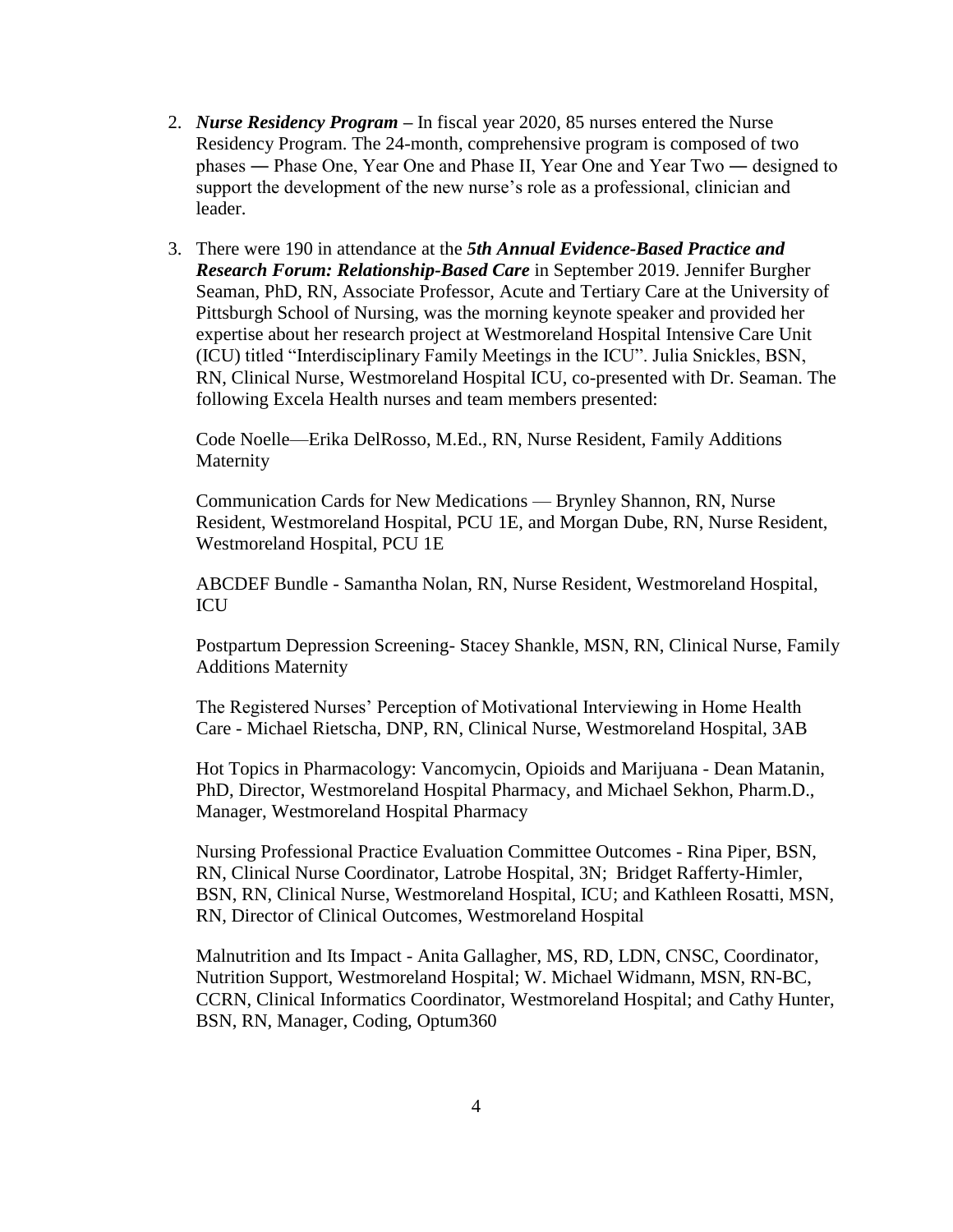2. ***Nurse Residency Program*** – In fiscal year 2020, 85 nurses entered the Nurse Residency Program. The 24-month, comprehensive program is composed of two phases ― Phase One, Year One and Phase II, Year One and Year Two ― designed to support the development of the new nurse's role as a professional, clinician and leader.

3. There were 190 in attendance at the ***5th Annual Evidence-Based Practice and Research Forum: Relationship-Based Care*** in September 2019. Jennifer Burgher Seaman, PhD, RN, Associate Professor, Acute and Tertiary Care at the University of Pittsburgh School of Nursing, was the morning keynote speaker and provided her expertise about her research project at Westmoreland Hospital Intensive Care Unit (ICU) titled "Interdisciplinary Family Meetings in the ICU". Julia Snickles, BSN, RN, Clinical Nurse, Westmoreland Hospital ICU, co-presented with Dr. Seaman. The following Excela Health nurses and team members presented:

   Code Noelle—Erika DelRosso, M.Ed., RN, Nurse Resident, Family Additions Maternity

   Communication Cards for New Medications — Brynley Shannon, RN, Nurse Resident, Westmoreland Hospital, PCU 1E, and Morgan Dube, RN, Nurse Resident, Westmoreland Hospital, PCU 1E

   ABCDEF Bundle - Samantha Nolan, RN, Nurse Resident, Westmoreland Hospital, ICU

   Postpartum Depression Screening- Stacey Shankle, MSN, RN, Clinical Nurse, Family Additions Maternity

   The Registered Nurses' Perception of Motivational Interviewing in Home Health Care - Michael Rietscha, DNP, RN, Clinical Nurse, Westmoreland Hospital, 3AB

   Hot Topics in Pharmacology: Vancomycin, Opioids and Marijuana - Dean Matanin, PhD, Director, Westmoreland Hospital Pharmacy, and Michael Sekhon, Pharm.D., Manager, Westmoreland Hospital Pharmacy

   Nursing Professional Practice Evaluation Committee Outcomes - Rina Piper, BSN, RN, Clinical Nurse Coordinator, Latrobe Hospital, 3N; Bridget Rafferty-Himler, BSN, RN, Clinical Nurse, Westmoreland Hospital, ICU; and Kathleen Rosatti, MSN, RN, Director of Clinical Outcomes, Westmoreland Hospital

   Malnutrition and Its Impact - Anita Gallagher, MS, RD, LDN, CNSC, Coordinator, Nutrition Support, Westmoreland Hospital; W. Michael Widmann, MSN, RN-BC, CCRN, Clinical Informatics Coordinator, Westmoreland Hospital; and Cathy Hunter, BSN, RN, Manager, Coding, Optum360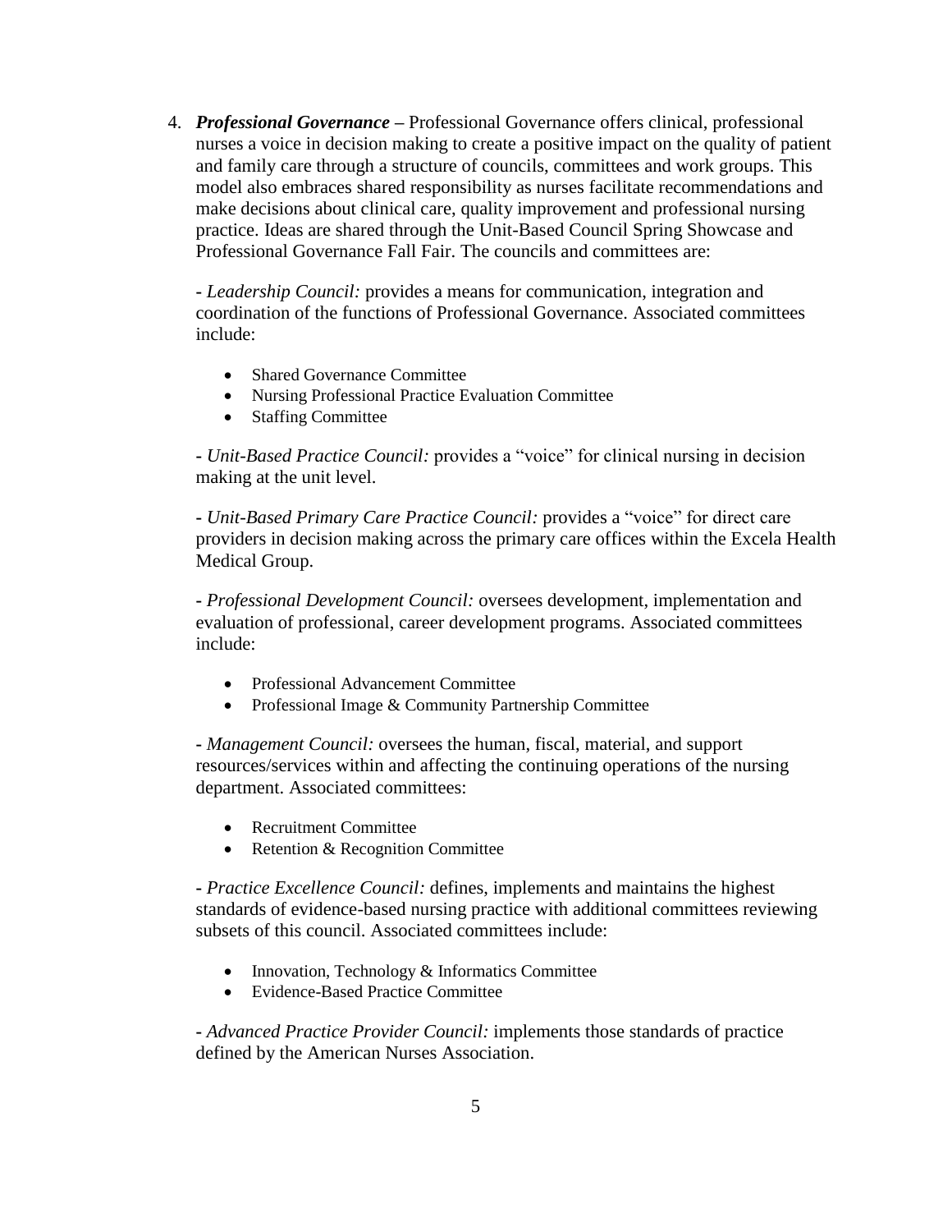4. ***Professional Governance*** – Professional Governance offers clinical, professional nurses a voice in decision making to create a positive impact on the quality of patient and family care through a structure of councils, committees and work groups. This model also embraces shared responsibility as nurses facilitate recommendations and make decisions about clinical care, quality improvement and professional nursing practice. Ideas are shared through the Unit-Based Council Spring Showcase and Professional Governance Fall Fair. The councils and committees are:

   - *Leadership Council:* provides a means for communication, integration and coordination of the functions of Professional Governance. Associated committees include:

     - Shared Governance Committee
     - Nursing Professional Practice Evaluation Committee
     - Staffing Committee

   - *Unit-Based Practice Council:* provides a "voice" for clinical nursing in decision making at the unit level.

   - *Unit-Based Primary Care Practice Council:* provides a "voice" for direct care providers in decision making across the primary care offices within the Excela Health Medical Group.

   - *Professional Development Council:* oversees development, implementation and evaluation of professional, career development programs. Associated committees include:

     - Professional Advancement Committee
     - Professional Image & Community Partnership Committee

   - *Management Council:* oversees the human, fiscal, material, and support resources/services within and affecting the continuing operations of the nursing department. Associated committees:

     - Recruitment Committee
     - Retention & Recognition Committee

   - *Practice Excellence Council:* defines, implements and maintains the highest standards of evidence-based nursing practice with additional committees reviewing subsets of this council. Associated committees include:

     - Innovation, Technology & Informatics Committee
     - Evidence-Based Practice Committee

   - *Advanced Practice Provider Council:* implements those standards of practice defined by the American Nurses Association.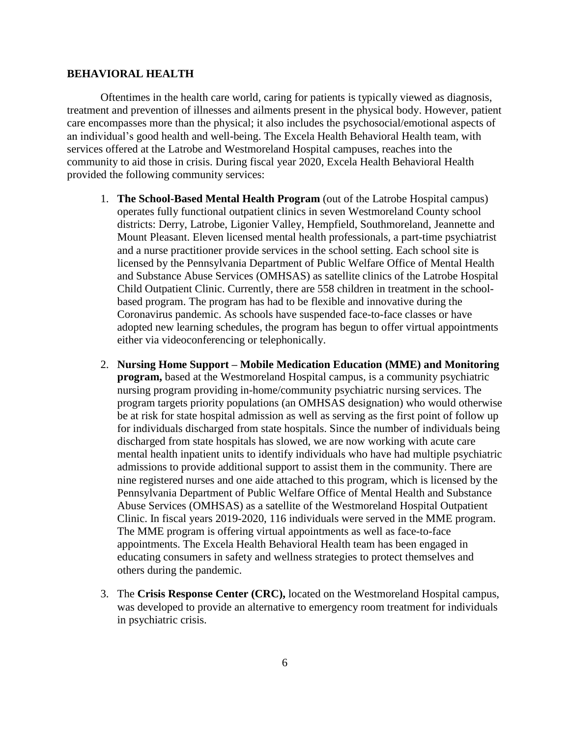## BEHAVIORAL HEALTH

Oftentimes in the health care world, caring for patients is typically viewed as diagnosis, treatment and prevention of illnesses and ailments present in the physical body. However, patient care encompasses more than the physical; it also includes the psychosocial/emotional aspects of an individual's good health and well-being. The Excela Health Behavioral Health team, with services offered at the Latrobe and Westmoreland Hospital campuses, reaches into the community to aid those in crisis. During fiscal year 2020, Excela Health Behavioral Health provided the following community services:

1. **The School-Based Mental Health Program** (out of the Latrobe Hospital campus) operates fully functional outpatient clinics in seven Westmoreland County school districts: Derry, Latrobe, Ligonier Valley, Hempfield, Southmoreland, Jeannette and Mount Pleasant. Eleven licensed mental health professionals, a part-time psychiatrist and a nurse practitioner provide services in the school setting. Each school site is licensed by the Pennsylvania Department of Public Welfare Office of Mental Health and Substance Abuse Services (OMHSAS) as satellite clinics of the Latrobe Hospital Child Outpatient Clinic. Currently, there are 558 children in treatment in the school-based program. The program has had to be flexible and innovative during the Coronavirus pandemic. As schools have suspended face-to-face classes or have adopted new learning schedules, the program has begun to offer virtual appointments either via videoconferencing or telephonically.

2. **Nursing Home Support – Mobile Medication Education (MME) and Monitoring program,** based at the Westmoreland Hospital campus, is a community psychiatric nursing program providing in-home/community psychiatric nursing services. The program targets priority populations (an OMHSAS designation) who would otherwise be at risk for state hospital admission as well as serving as the first point of follow up for individuals discharged from state hospitals. Since the number of individuals being discharged from state hospitals has slowed, we are now working with acute care mental health inpatient units to identify individuals who have had multiple psychiatric admissions to provide additional support to assist them in the community. There are nine registered nurses and one aide attached to this program, which is licensed by the Pennsylvania Department of Public Welfare Office of Mental Health and Substance Abuse Services (OMHSAS) as a satellite of the Westmoreland Hospital Outpatient Clinic. In fiscal years 2019-2020, 116 individuals were served in the MME program. The MME program is offering virtual appointments as well as face-to-face appointments. The Excela Health Behavioral Health team has been engaged in educating consumers in safety and wellness strategies to protect themselves and others during the pandemic.

3. The **Crisis Response Center (CRC),** located on the Westmoreland Hospital campus, was developed to provide an alternative to emergency room treatment for individuals in psychiatric crisis.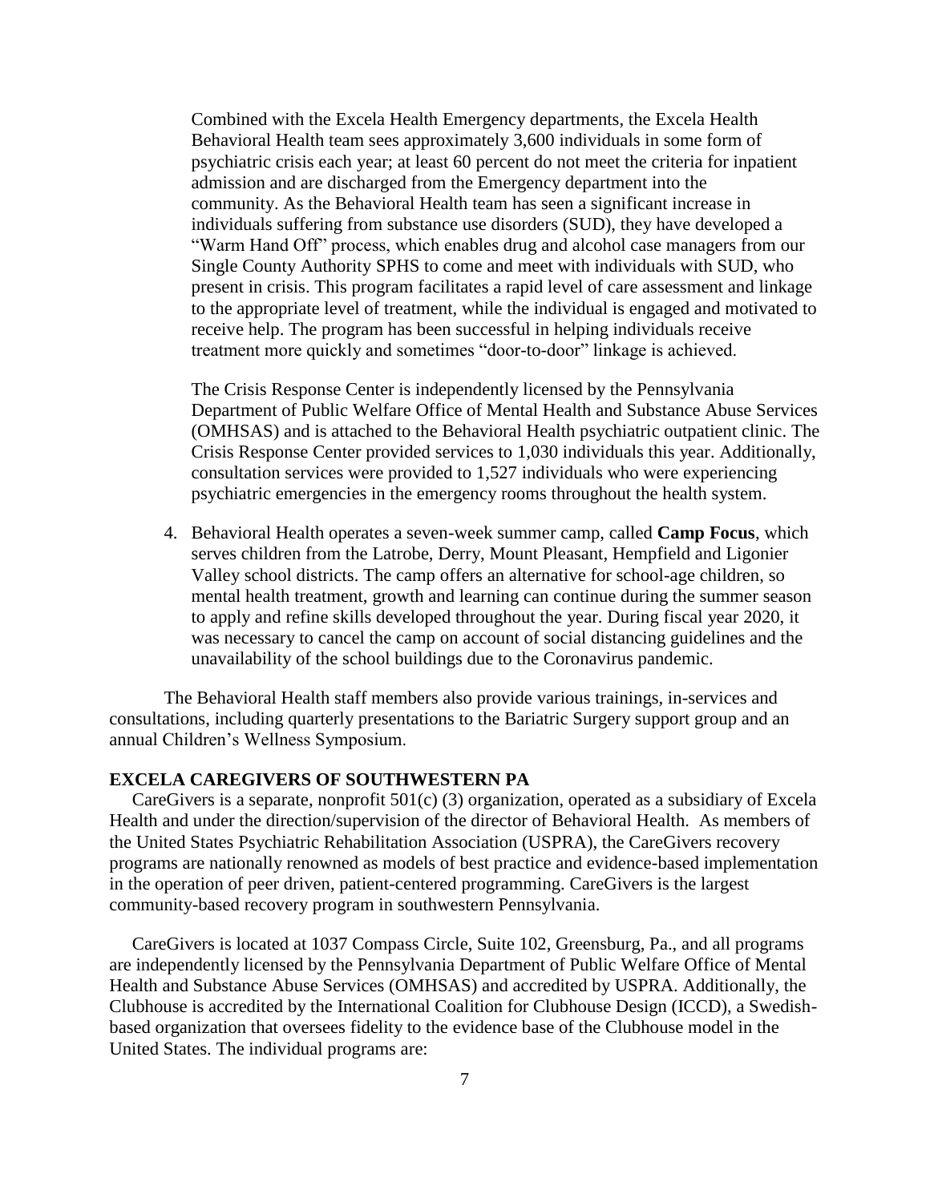Combined with the Excela Health Emergency departments, the Excela Health Behavioral Health team sees approximately 3,600 individuals in some form of psychiatric crisis each year; at least 60 percent do not meet the criteria for inpatient admission and are discharged from the Emergency department into the community. As the Behavioral Health team has seen a significant increase in individuals suffering from substance use disorders (SUD), they have developed a "Warm Hand Off" process, which enables drug and alcohol case managers from our Single County Authority SPHS to come and meet with individuals with SUD, who present in crisis. This program facilitates a rapid level of care assessment and linkage to the appropriate level of treatment, while the individual is engaged and motivated to receive help. The program has been successful in helping individuals receive treatment more quickly and sometimes "door-to-door" linkage is achieved.

The Crisis Response Center is independently licensed by the Pennsylvania Department of Public Welfare Office of Mental Health and Substance Abuse Services (OMHSAS) and is attached to the Behavioral Health psychiatric outpatient clinic. The Crisis Response Center provided services to 1,030 individuals this year. Additionally, consultation services were provided to 1,527 individuals who were experiencing psychiatric emergencies in the emergency rooms throughout the health system.

4. Behavioral Health operates a seven-week summer camp, called **Camp Focus**, which serves children from the Latrobe, Derry, Mount Pleasant, Hempfield and Ligonier Valley school districts. The camp offers an alternative for school-age children, so mental health treatment, growth and learning can continue during the summer season to apply and refine skills developed throughout the year. During fiscal year 2020, it was necessary to cancel the camp on account of social distancing guidelines and the unavailability of the school buildings due to the Coronavirus pandemic.

The Behavioral Health staff members also provide various trainings, in-services and consultations, including quarterly presentations to the Bariatric Surgery support group and an annual Children's Wellness Symposium.

## EXCELA CAREGIVERS OF SOUTHWESTERN PA

CareGivers is a separate, nonprofit 501(c) (3) organization, operated as a subsidiary of Excela Health and under the direction/supervision of the director of Behavioral Health. As members of the United States Psychiatric Rehabilitation Association (USPRA), the CareGivers recovery programs are nationally renowned as models of best practice and evidence-based implementation in the operation of peer driven, patient-centered programming. CareGivers is the largest community-based recovery program in southwestern Pennsylvania.

CareGivers is located at 1037 Compass Circle, Suite 102, Greensburg, Pa., and all programs are independently licensed by the Pennsylvania Department of Public Welfare Office of Mental Health and Substance Abuse Services (OMHSAS) and accredited by USPRA. Additionally, the Clubhouse is accredited by the International Coalition for Clubhouse Design (ICCD), a Swedish-based organization that oversees fidelity to the evidence base of the Clubhouse model in the United States. The individual programs are: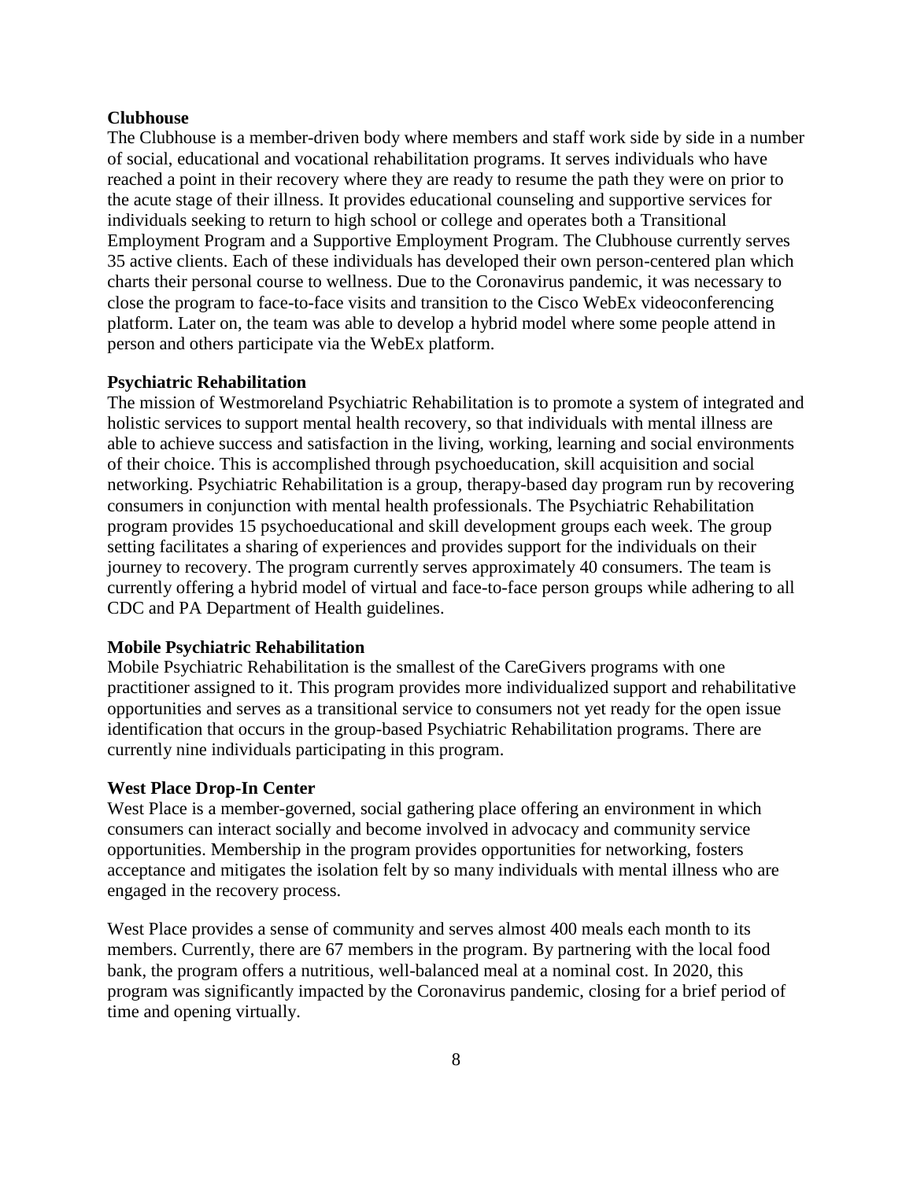**Clubhouse**

The Clubhouse is a member-driven body where members and staff work side by side in a number of social, educational and vocational rehabilitation programs. It serves individuals who have reached a point in their recovery where they are ready to resume the path they were on prior to the acute stage of their illness. It provides educational counseling and supportive services for individuals seeking to return to high school or college and operates both a Transitional Employment Program and a Supportive Employment Program. The Clubhouse currently serves 35 active clients. Each of these individuals has developed their own person-centered plan which charts their personal course to wellness. Due to the Coronavirus pandemic, it was necessary to close the program to face-to-face visits and transition to the Cisco WebEx videoconferencing platform. Later on, the team was able to develop a hybrid model where some people attend in person and others participate via the WebEx platform.

**Psychiatric Rehabilitation**

The mission of Westmoreland Psychiatric Rehabilitation is to promote a system of integrated and holistic services to support mental health recovery, so that individuals with mental illness are able to achieve success and satisfaction in the living, working, learning and social environments of their choice. This is accomplished through psychoeducation, skill acquisition and social networking. Psychiatric Rehabilitation is a group, therapy-based day program run by recovering consumers in conjunction with mental health professionals. The Psychiatric Rehabilitation program provides 15 psychoeducational and skill development groups each week. The group setting facilitates a sharing of experiences and provides support for the individuals on their journey to recovery. The program currently serves approximately 40 consumers. The team is currently offering a hybrid model of virtual and face-to-face person groups while adhering to all CDC and PA Department of Health guidelines.

**Mobile Psychiatric Rehabilitation**

Mobile Psychiatric Rehabilitation is the smallest of the CareGivers programs with one practitioner assigned to it. This program provides more individualized support and rehabilitative opportunities and serves as a transitional service to consumers not yet ready for the open issue identification that occurs in the group-based Psychiatric Rehabilitation programs. There are currently nine individuals participating in this program.

**West Place Drop-In Center**

West Place is a member-governed, social gathering place offering an environment in which consumers can interact socially and become involved in advocacy and community service opportunities. Membership in the program provides opportunities for networking, fosters acceptance and mitigates the isolation felt by so many individuals with mental illness who are engaged in the recovery process.

West Place provides a sense of community and serves almost 400 meals each month to its members. Currently, there are 67 members in the program. By partnering with the local food bank, the program offers a nutritious, well-balanced meal at a nominal cost. In 2020, this program was significantly impacted by the Coronavirus pandemic, closing for a brief period of time and opening virtually.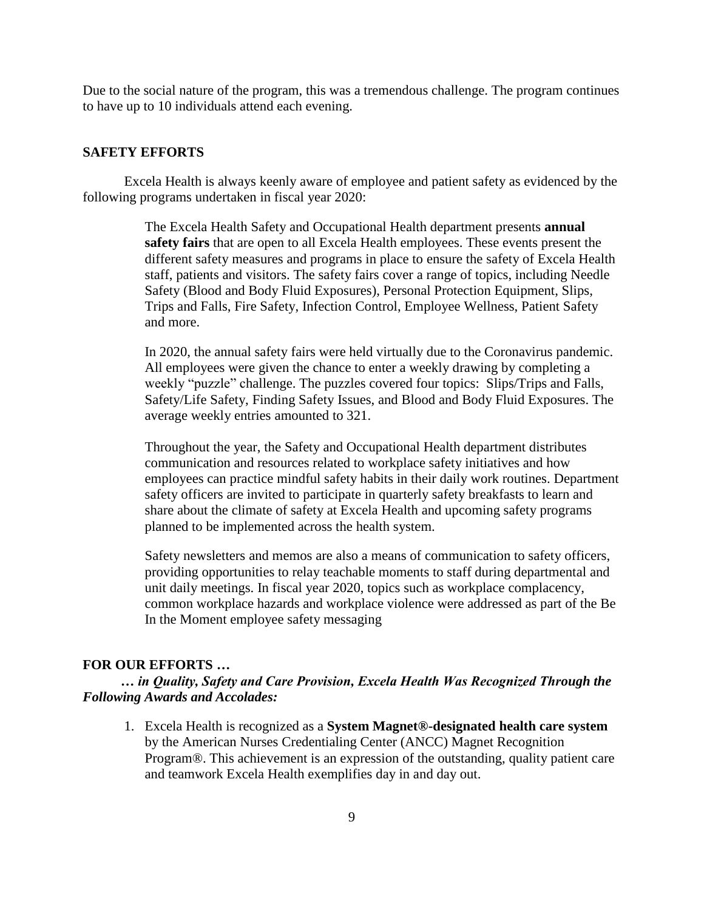Due to the social nature of the program, this was a tremendous challenge. The program continues to have up to 10 individuals attend each evening.

## SAFETY EFFORTS

Excela Health is always keenly aware of employee and patient safety as evidenced by the following programs undertaken in fiscal year 2020:

The Excela Health Safety and Occupational Health department presents **annual safety fairs** that are open to all Excela Health employees. These events present the different safety measures and programs in place to ensure the safety of Excela Health staff, patients and visitors. The safety fairs cover a range of topics, including Needle Safety (Blood and Body Fluid Exposures), Personal Protection Equipment, Slips, Trips and Falls, Fire Safety, Infection Control, Employee Wellness, Patient Safety and more.

In 2020, the annual safety fairs were held virtually due to the Coronavirus pandemic. All employees were given the chance to enter a weekly drawing by completing a weekly "puzzle" challenge. The puzzles covered four topics: Slips/Trips and Falls, Safety/Life Safety, Finding Safety Issues, and Blood and Body Fluid Exposures. The average weekly entries amounted to 321.

Throughout the year, the Safety and Occupational Health department distributes communication and resources related to workplace safety initiatives and how employees can practice mindful safety habits in their daily work routines. Department safety officers are invited to participate in quarterly safety breakfasts to learn and share about the climate of safety at Excela Health and upcoming safety programs planned to be implemented across the health system.

Safety newsletters and memos are also a means of communication to safety officers, providing opportunities to relay teachable moments to staff during departmental and unit daily meetings. In fiscal year 2020, topics such as workplace complacency, common workplace hazards and workplace violence were addressed as part of the Be In the Moment employee safety messaging

## FOR OUR EFFORTS …

***… in Quality, Safety and Care Provision, Excela Health Was Recognized Through the Following Awards and Accolades:***

1. Excela Health is recognized as a **System Magnet®-designated health care system** by the American Nurses Credentialing Center (ANCC) Magnet Recognition Program®. This achievement is an expression of the outstanding, quality patient care and teamwork Excela Health exemplifies day in and day out.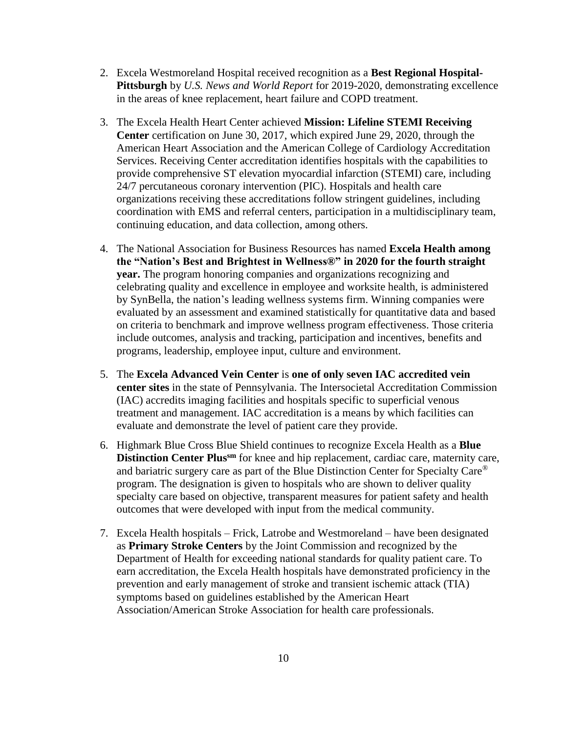2. Excela Westmoreland Hospital received recognition as a **Best Regional Hospital-Pittsburgh** by *U.S. News and World Report* for 2019-2020, demonstrating excellence in the areas of knee replacement, heart failure and COPD treatment.

3. The Excela Health Heart Center achieved **Mission: Lifeline STEMI Receiving Center** certification on June 30, 2017, which expired June 29, 2020, through the American Heart Association and the American College of Cardiology Accreditation Services. Receiving Center accreditation identifies hospitals with the capabilities to provide comprehensive ST elevation myocardial infarction (STEMI) care, including 24/7 percutaneous coronary intervention (PIC). Hospitals and health care organizations receiving these accreditations follow stringent guidelines, including coordination with EMS and referral centers, participation in a multidisciplinary team, continuing education, and data collection, among others.

4. The National Association for Business Resources has named **Excela Health among the "Nation's Best and Brightest in Wellness®" in 2020 for the fourth straight year.** The program honoring companies and organizations recognizing and celebrating quality and excellence in employee and worksite health, is administered by SynBella, the nation's leading wellness systems firm. Winning companies were evaluated by an assessment and examined statistically for quantitative data and based on criteria to benchmark and improve wellness program effectiveness. Those criteria include outcomes, analysis and tracking, participation and incentives, benefits and programs, leadership, employee input, culture and environment.

5. The **Excela Advanced Vein Center** is **one of only seven IAC accredited vein center sites** in the state of Pennsylvania. The Intersocietal Accreditation Commission (IAC) accredits imaging facilities and hospitals specific to superficial venous treatment and management. IAC accreditation is a means by which facilities can evaluate and demonstrate the level of patient care they provide.

6. Highmark Blue Cross Blue Shield continues to recognize Excela Health as a **Blue Distinction Center Plus℠** for knee and hip replacement, cardiac care, maternity care, and bariatric surgery care as part of the Blue Distinction Center for Specialty Care® program. The designation is given to hospitals who are shown to deliver quality specialty care based on objective, transparent measures for patient safety and health outcomes that were developed with input from the medical community.

7. Excela Health hospitals – Frick, Latrobe and Westmoreland – have been designated as **Primary Stroke Centers** by the Joint Commission and recognized by the Department of Health for exceeding national standards for quality patient care. To earn accreditation, the Excela Health hospitals have demonstrated proficiency in the prevention and early management of stroke and transient ischemic attack (TIA) symptoms based on guidelines established by the American Heart Association/American Stroke Association for health care professionals.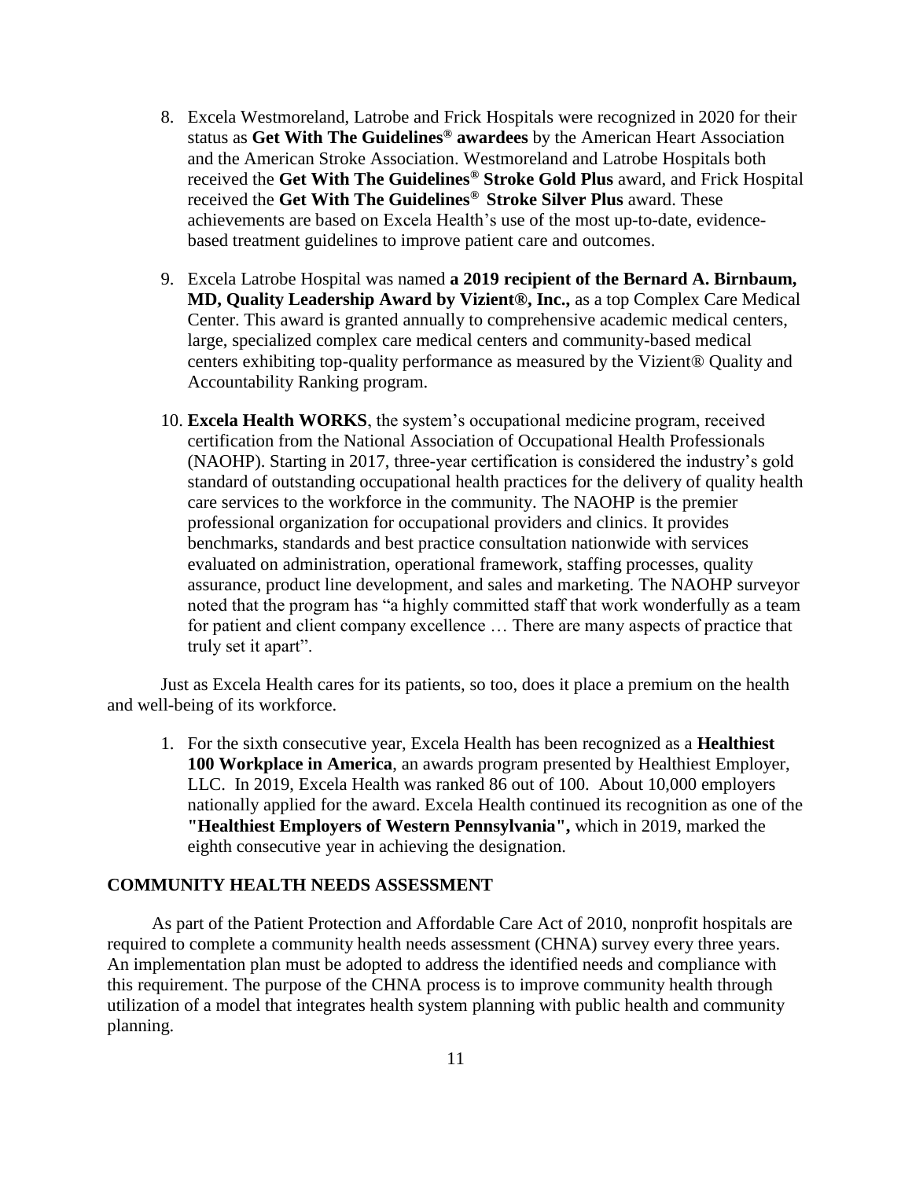8. Excela Westmoreland, Latrobe and Frick Hospitals were recognized in 2020 for their status as **Get With The Guidelines® awardees** by the American Heart Association and the American Stroke Association. Westmoreland and Latrobe Hospitals both received the **Get With The Guidelines® Stroke Gold Plus** award, and Frick Hospital received the **Get With The Guidelines® Stroke Silver Plus** award. These achievements are based on Excela Health's use of the most up-to-date, evidence-based treatment guidelines to improve patient care and outcomes.

9. Excela Latrobe Hospital was named **a 2019 recipient of the Bernard A. Birnbaum, MD, Quality Leadership Award by Vizient®, Inc.,** as a top Complex Care Medical Center. This award is granted annually to comprehensive academic medical centers, large, specialized complex care medical centers and community-based medical centers exhibiting top-quality performance as measured by the Vizient® Quality and Accountability Ranking program.

10. **Excela Health WORKS**, the system's occupational medicine program, received certification from the National Association of Occupational Health Professionals (NAOHP). Starting in 2017, three-year certification is considered the industry's gold standard of outstanding occupational health practices for the delivery of quality health care services to the workforce in the community. The NAOHP is the premier professional organization for occupational providers and clinics. It provides benchmarks, standards and best practice consultation nationwide with services evaluated on administration, operational framework, staffing processes, quality assurance, product line development, and sales and marketing. The NAOHP surveyor noted that the program has "a highly committed staff that work wonderfully as a team for patient and client company excellence … There are many aspects of practice that truly set it apart".

Just as Excela Health cares for its patients, so too, does it place a premium on the health and well-being of its workforce.

1. For the sixth consecutive year, Excela Health has been recognized as a **Healthiest 100 Workplace in America**, an awards program presented by Healthiest Employer, LLC. In 2019, Excela Health was ranked 86 out of 100. About 10,000 employers nationally applied for the award. Excela Health continued its recognition as one of the **"Healthiest Employers of Western Pennsylvania",** which in 2019, marked the eighth consecutive year in achieving the designation.

## COMMUNITY HEALTH NEEDS ASSESSMENT

As part of the Patient Protection and Affordable Care Act of 2010, nonprofit hospitals are required to complete a community health needs assessment (CHNA) survey every three years. An implementation plan must be adopted to address the identified needs and compliance with this requirement. The purpose of the CHNA process is to improve community health through utilization of a model that integrates health system planning with public health and community planning.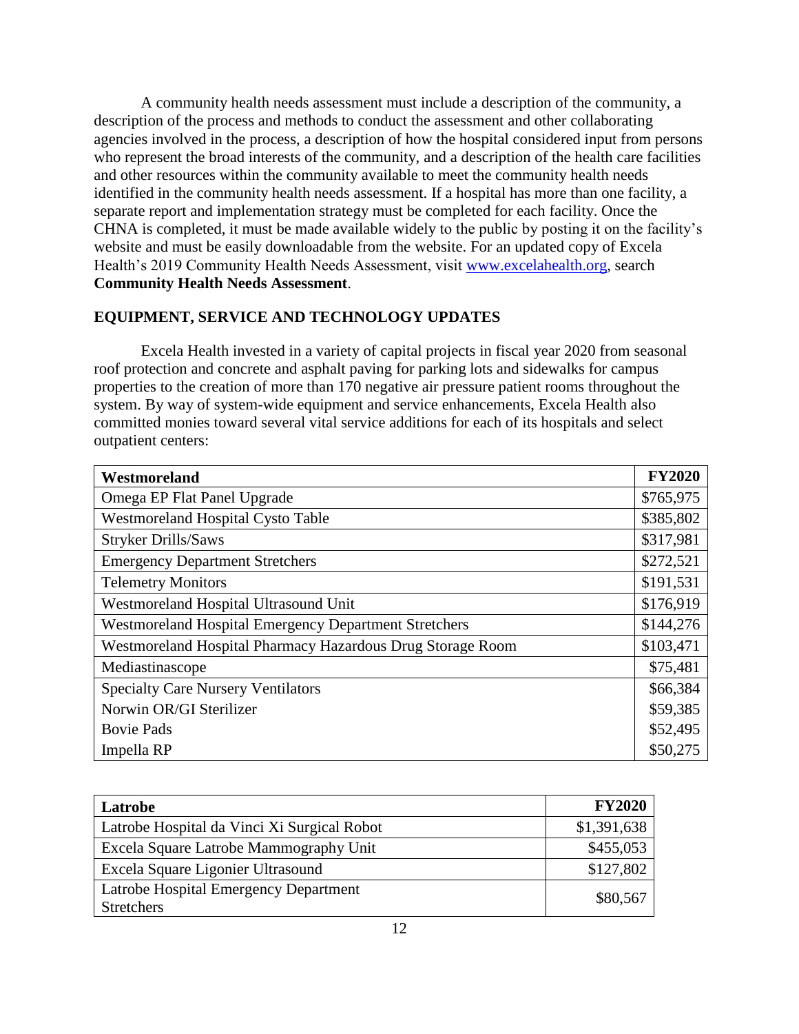A community health needs assessment must include a description of the community, a description of the process and methods to conduct the assessment and other collaborating agencies involved in the process, a description of how the hospital considered input from persons who represent the broad interests of the community, and a description of the health care facilities and other resources within the community available to meet the community health needs identified in the community health needs assessment. If a hospital has more than one facility, a separate report and implementation strategy must be completed for each facility. Once the CHNA is completed, it must be made available widely to the public by posting it on the facility's website and must be easily downloadable from the website. For an updated copy of Excela Health's 2019 Community Health Needs Assessment, visit www.excelahealth.org, search **Community Health Needs Assessment**.

## EQUIPMENT, SERVICE AND TECHNOLOGY UPDATES

Excela Health invested in a variety of capital projects in fiscal year 2020 from seasonal roof protection and concrete and asphalt paving for parking lots and sidewalks for campus properties to the creation of more than 170 negative air pressure patient rooms throughout the system. By way of system-wide equipment and service enhancements, Excela Health also committed monies toward several vital service additions for each of its hospitals and select outpatient centers:

| Westmoreland | FY2020 |
|---|---|
| Omega EP Flat Panel Upgrade | $765,975 |
| Westmoreland Hospital Cysto Table | $385,802 |
| Stryker Drills/Saws | $317,981 |
| Emergency Department Stretchers | $272,521 |
| Telemetry Monitors | $191,531 |
| Westmoreland Hospital Ultrasound Unit | $176,919 |
| Westmoreland Hospital Emergency Department Stretchers | $144,276 |
| Westmoreland Hospital Pharmacy Hazardous Drug Storage Room | $103,471 |
| Mediastinascope | $75,481 |
| Specialty Care Nursery Ventilators | $66,384 |
| Norwin OR/GI Sterilizer | $59,385 |
| Bovie Pads | $52,495 |
| Impella RP | $50,275 |

| Latrobe | FY2020 |
|---|---|
| Latrobe Hospital da Vinci Xi Surgical Robot | $1,391,638 |
| Excela Square Latrobe Mammography Unit | $455,053 |
| Excela Square Ligonier Ultrasound | $127,802 |
| Latrobe Hospital Emergency Department Stretchers | $80,567 |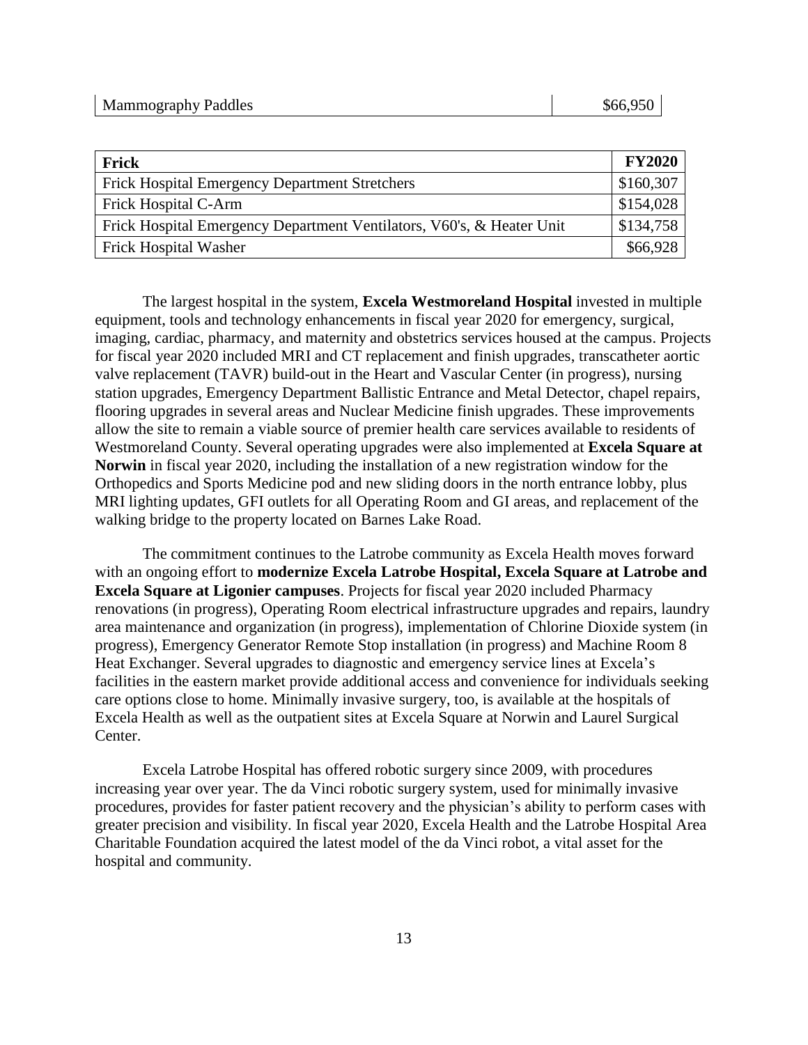| Mammography Paddles | $66,950 |
|---|---|

| Frick | FY2020 |
|---|---|
| Frick Hospital Emergency Department Stretchers | $160,307 |
| Frick Hospital C-Arm | $154,028 |
| Frick Hospital Emergency Department Ventilators, V60's, & Heater Unit | $134,758 |
| Frick Hospital Washer | $66,928 |

The largest hospital in the system, **Excela Westmoreland Hospital** invested in multiple equipment, tools and technology enhancements in fiscal year 2020 for emergency, surgical, imaging, cardiac, pharmacy, and maternity and obstetrics services housed at the campus. Projects for fiscal year 2020 included MRI and CT replacement and finish upgrades, transcatheter aortic valve replacement (TAVR) build-out in the Heart and Vascular Center (in progress), nursing station upgrades, Emergency Department Ballistic Entrance and Metal Detector, chapel repairs, flooring upgrades in several areas and Nuclear Medicine finish upgrades. These improvements allow the site to remain a viable source of premier health care services available to residents of Westmoreland County. Several operating upgrades were also implemented at **Excela Square at Norwin** in fiscal year 2020, including the installation of a new registration window for the Orthopedics and Sports Medicine pod and new sliding doors in the north entrance lobby, plus MRI lighting updates, GFI outlets for all Operating Room and GI areas, and replacement of the walking bridge to the property located on Barnes Lake Road.

The commitment continues to the Latrobe community as Excela Health moves forward with an ongoing effort to **modernize Excela Latrobe Hospital, Excela Square at Latrobe and Excela Square at Ligonier campuses**. Projects for fiscal year 2020 included Pharmacy renovations (in progress), Operating Room electrical infrastructure upgrades and repairs, laundry area maintenance and organization (in progress), implementation of Chlorine Dioxide system (in progress), Emergency Generator Remote Stop installation (in progress) and Machine Room 8 Heat Exchanger. Several upgrades to diagnostic and emergency service lines at Excela's facilities in the eastern market provide additional access and convenience for individuals seeking care options close to home. Minimally invasive surgery, too, is available at the hospitals of Excela Health as well as the outpatient sites at Excela Square at Norwin and Laurel Surgical Center.

Excela Latrobe Hospital has offered robotic surgery since 2009, with procedures increasing year over year. The da Vinci robotic surgery system, used for minimally invasive procedures, provides for faster patient recovery and the physician's ability to perform cases with greater precision and visibility. In fiscal year 2020, Excela Health and the Latrobe Hospital Area Charitable Foundation acquired the latest model of the da Vinci robot, a vital asset for the hospital and community.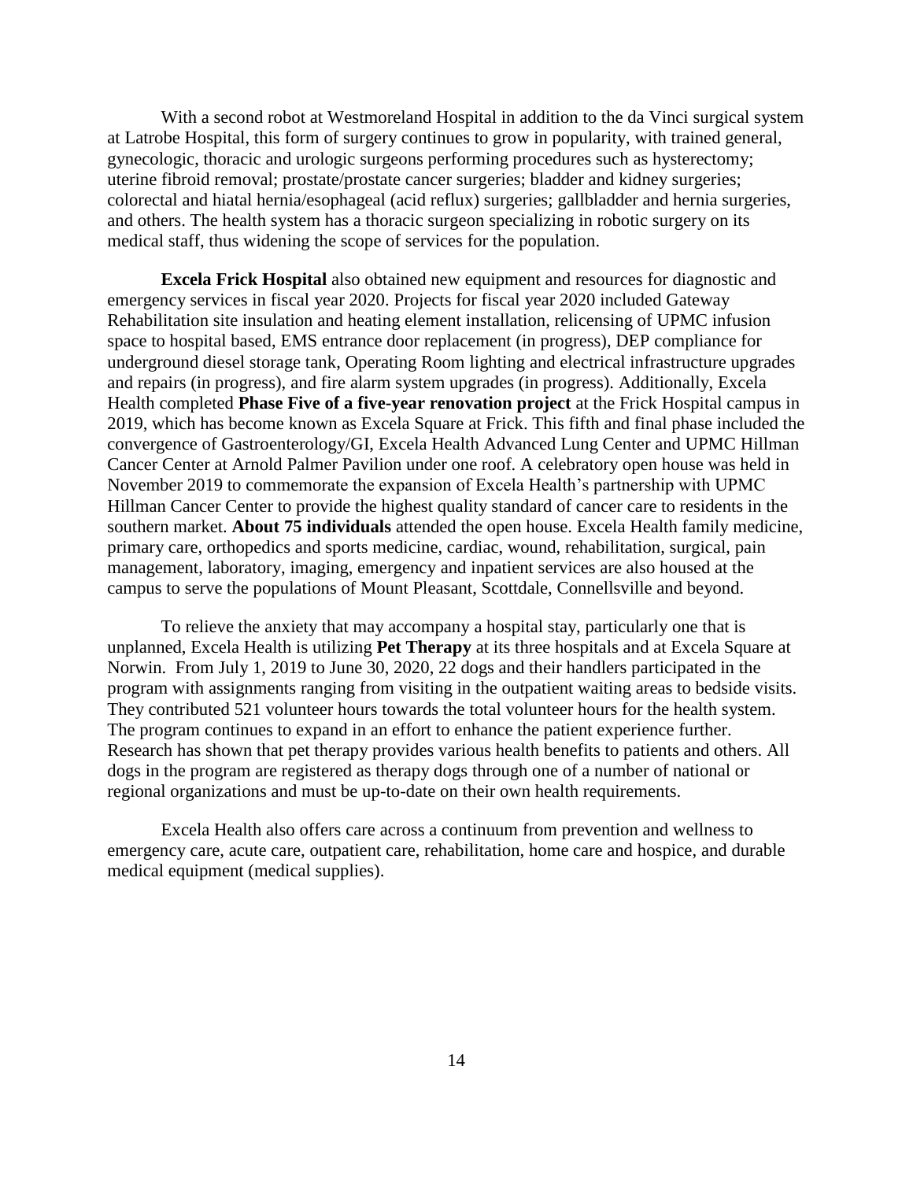With a second robot at Westmoreland Hospital in addition to the da Vinci surgical system at Latrobe Hospital, this form of surgery continues to grow in popularity, with trained general, gynecologic, thoracic and urologic surgeons performing procedures such as hysterectomy; uterine fibroid removal; prostate/prostate cancer surgeries; bladder and kidney surgeries; colorectal and hiatal hernia/esophageal (acid reflux) surgeries; gallbladder and hernia surgeries, and others. The health system has a thoracic surgeon specializing in robotic surgery on its medical staff, thus widening the scope of services for the population.

**Excela Frick Hospital** also obtained new equipment and resources for diagnostic and emergency services in fiscal year 2020. Projects for fiscal year 2020 included Gateway Rehabilitation site insulation and heating element installation, relicensing of UPMC infusion space to hospital based, EMS entrance door replacement (in progress), DEP compliance for underground diesel storage tank, Operating Room lighting and electrical infrastructure upgrades and repairs (in progress), and fire alarm system upgrades (in progress). Additionally, Excela Health completed **Phase Five of a five-year renovation project** at the Frick Hospital campus in 2019, which has become known as Excela Square at Frick. This fifth and final phase included the convergence of Gastroenterology/GI, Excela Health Advanced Lung Center and UPMC Hillman Cancer Center at Arnold Palmer Pavilion under one roof. A celebratory open house was held in November 2019 to commemorate the expansion of Excela Health's partnership with UPMC Hillman Cancer Center to provide the highest quality standard of cancer care to residents in the southern market. **About 75 individuals** attended the open house. Excela Health family medicine, primary care, orthopedics and sports medicine, cardiac, wound, rehabilitation, surgical, pain management, laboratory, imaging, emergency and inpatient services are also housed at the campus to serve the populations of Mount Pleasant, Scottdale, Connellsville and beyond.

To relieve the anxiety that may accompany a hospital stay, particularly one that is unplanned, Excela Health is utilizing **Pet Therapy** at its three hospitals and at Excela Square at Norwin. From July 1, 2019 to June 30, 2020, 22 dogs and their handlers participated in the program with assignments ranging from visiting in the outpatient waiting areas to bedside visits. They contributed 521 volunteer hours towards the total volunteer hours for the health system. The program continues to expand in an effort to enhance the patient experience further. Research has shown that pet therapy provides various health benefits to patients and others. All dogs in the program are registered as therapy dogs through one of a number of national or regional organizations and must be up-to-date on their own health requirements.

Excela Health also offers care across a continuum from prevention and wellness to emergency care, acute care, outpatient care, rehabilitation, home care and hospice, and durable medical equipment (medical supplies).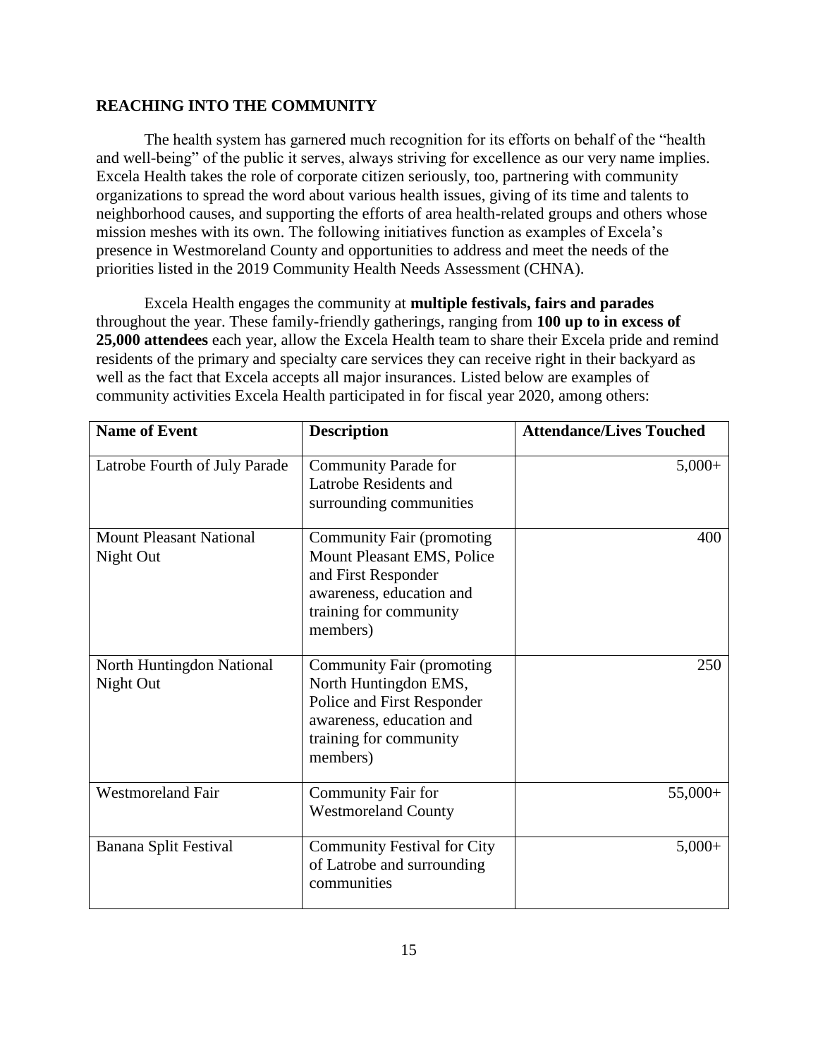## REACHING INTO THE COMMUNITY

The health system has garnered much recognition for its efforts on behalf of the "health and well-being" of the public it serves, always striving for excellence as our very name implies. Excela Health takes the role of corporate citizen seriously, too, partnering with community organizations to spread the word about various health issues, giving of its time and talents to neighborhood causes, and supporting the efforts of area health-related groups and others whose mission meshes with its own. The following initiatives function as examples of Excela's presence in Westmoreland County and opportunities to address and meet the needs of the priorities listed in the 2019 Community Health Needs Assessment (CHNA).

Excela Health engages the community at **multiple festivals, fairs and parades** throughout the year. These family-friendly gatherings, ranging from **100 up to in excess of 25,000 attendees** each year, allow the Excela Health team to share their Excela pride and remind residents of the primary and specialty care services they can receive right in their backyard as well as the fact that Excela accepts all major insurances. Listed below are examples of community activities Excela Health participated in for fiscal year 2020, among others:

| Name of Event | Description | Attendance/Lives Touched |
|---|---|---:|
| Latrobe Fourth of July Parade | Community Parade for Latrobe Residents and surrounding communities | 5,000+ |
| Mount Pleasant National Night Out | Community Fair (promoting Mount Pleasant EMS, Police and First Responder awareness, education and training for community members) | 400 |
| North Huntingdon National Night Out | Community Fair (promoting North Huntingdon EMS, Police and First Responder awareness, education and training for community members) | 250 |
| Westmoreland Fair | Community Fair for Westmoreland County | 55,000+ |
| Banana Split Festival | Community Festival for City of Latrobe and surrounding communities | 5,000+ |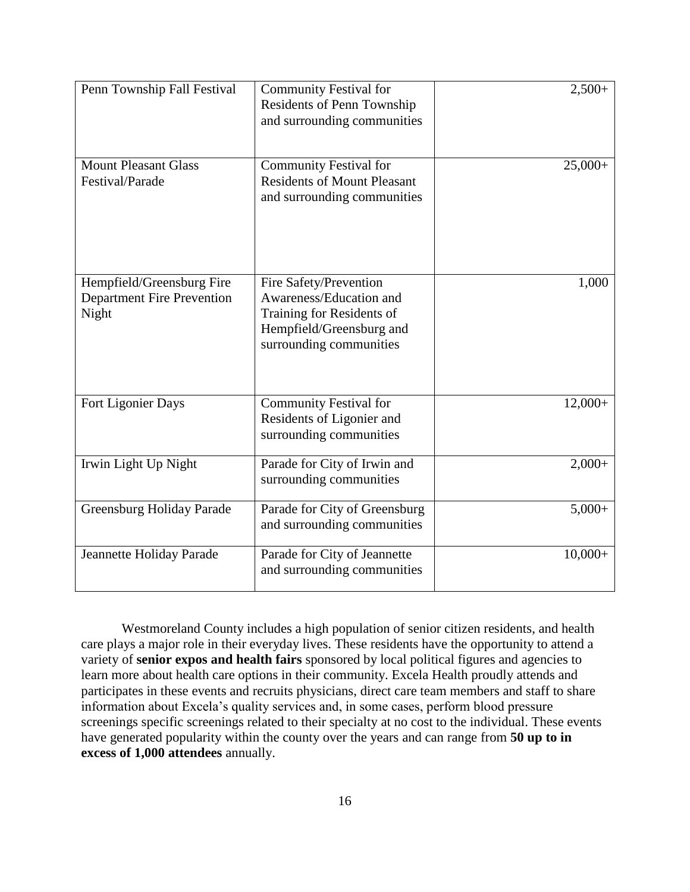| | | |
|---|---|---|
| Penn Township Fall Festival | Community Festival for Residents of Penn Township and surrounding communities | 2,500+ |
| Mount Pleasant Glass Festival/Parade | Community Festival for Residents of Mount Pleasant and surrounding communities | 25,000+ |
| Hempfield/Greensburg Fire Department Fire Prevention Night | Fire Safety/Prevention Awareness/Education and Training for Residents of Hempfield/Greensburg and surrounding communities | 1,000 |
| Fort Ligonier Days | Community Festival for Residents of Ligonier and surrounding communities | 12,000+ |
| Irwin Light Up Night | Parade for City of Irwin and surrounding communities | 2,000+ |
| Greensburg Holiday Parade | Parade for City of Greensburg and surrounding communities | 5,000+ |
| Jeannette Holiday Parade | Parade for City of Jeannette and surrounding communities | 10,000+ |

Westmoreland County includes a high population of senior citizen residents, and health care plays a major role in their everyday lives. These residents have the opportunity to attend a variety of **senior expos and health fairs** sponsored by local political figures and agencies to learn more about health care options in their community. Excela Health proudly attends and participates in these events and recruits physicians, direct care team members and staff to share information about Excela's quality services and, in some cases, perform blood pressure screenings specific screenings related to their specialty at no cost to the individual. These events have generated popularity within the county over the years and can range from **50 up to in excess of 1,000 attendees** annually.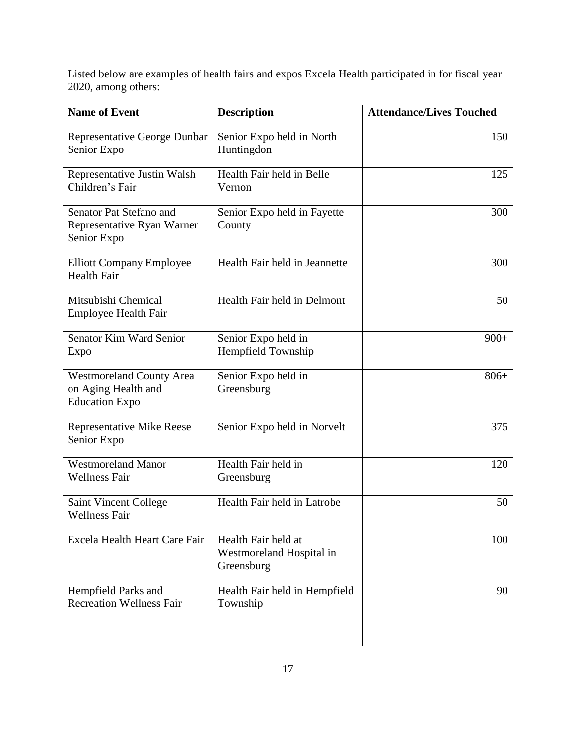Listed below are examples of health fairs and expos Excela Health participated in for fiscal year 2020, among others:

| Name of Event | Description | Attendance/Lives Touched |
|---|---|---|
| Representative George Dunbar Senior Expo | Senior Expo held in North Huntingdon | 150 |
| Representative Justin Walsh Children's Fair | Health Fair held in Belle Vernon | 125 |
| Senator Pat Stefano and Representative Ryan Warner Senior Expo | Senior Expo held in Fayette County | 300 |
| Elliott Company Employee Health Fair | Health Fair held in Jeannette | 300 |
| Mitsubishi Chemical Employee Health Fair | Health Fair held in Delmont | 50 |
| Senator Kim Ward Senior Expo | Senior Expo held in Hempfield Township | 900+ |
| Westmoreland County Area on Aging Health and Education Expo | Senior Expo held in Greensburg | 806+ |
| Representative Mike Reese Senior Expo | Senior Expo held in Norvelt | 375 |
| Westmoreland Manor Wellness Fair | Health Fair held in Greensburg | 120 |
| Saint Vincent College Wellness Fair | Health Fair held in Latrobe | 50 |
| Excela Health Heart Care Fair | Health Fair held at Westmoreland Hospital in Greensburg | 100 |
| Hempfield Parks and Recreation Wellness Fair | Health Fair held in Hempfield Township | 90 |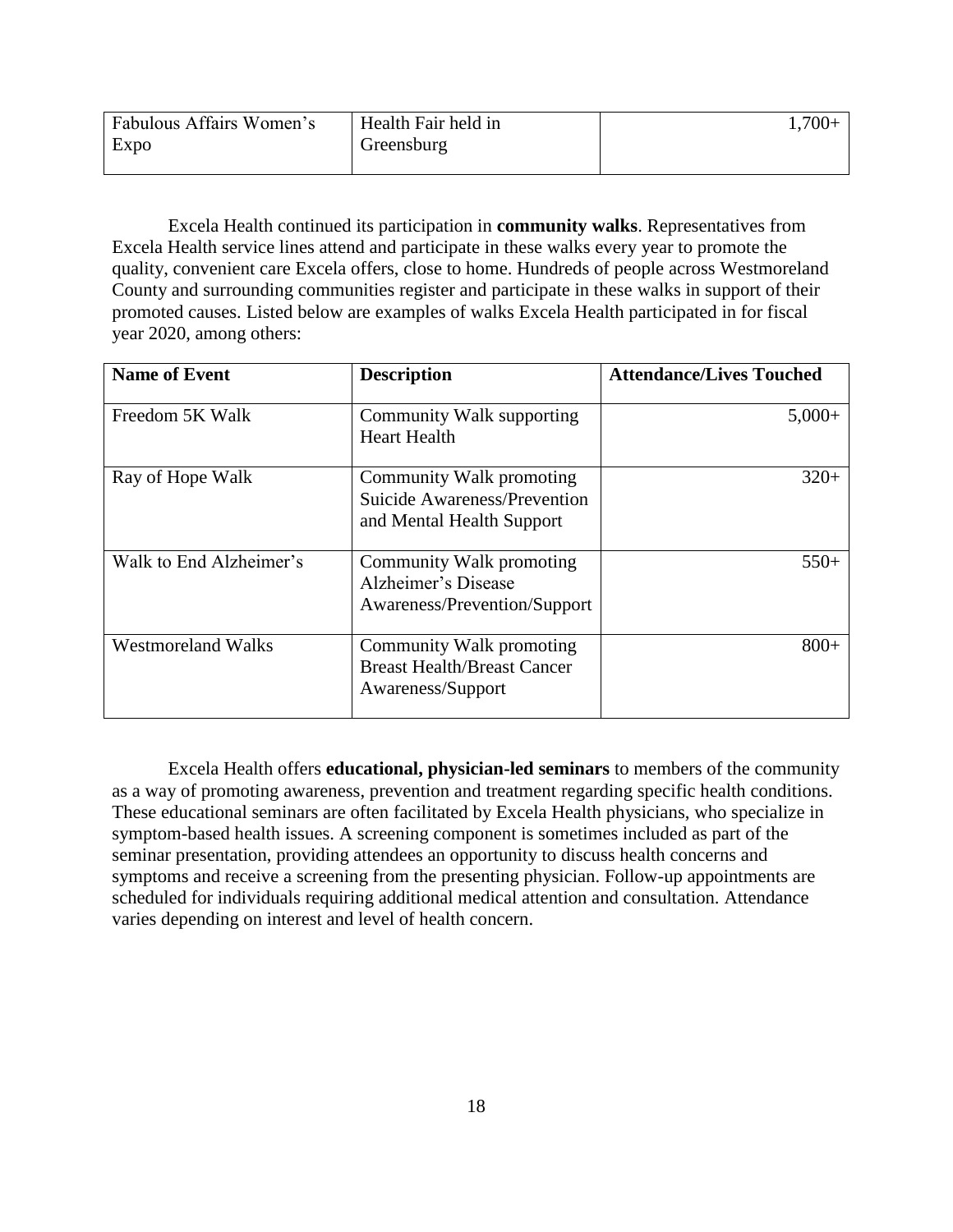| Fabulous Affairs Women's Expo | Health Fair held in Greensburg | 1,700+ |
|---|---|---|

Excela Health continued its participation in **community walks**. Representatives from Excela Health service lines attend and participate in these walks every year to promote the quality, convenient care Excela offers, close to home. Hundreds of people across Westmoreland County and surrounding communities register and participate in these walks in support of their promoted causes. Listed below are examples of walks Excela Health participated in for fiscal year 2020, among others:

| **Name of Event** | **Description** | **Attendance/Lives Touched** |
|---|---|---|
| Freedom 5K Walk | Community Walk supporting Heart Health | 5,000+ |
| Ray of Hope Walk | Community Walk promoting Suicide Awareness/Prevention and Mental Health Support | 320+ |
| Walk to End Alzheimer's | Community Walk promoting Alzheimer's Disease Awareness/Prevention/Support | 550+ |
| Westmoreland Walks | Community Walk promoting Breast Health/Breast Cancer Awareness/Support | 800+ |

Excela Health offers **educational, physician-led seminars** to members of the community as a way of promoting awareness, prevention and treatment regarding specific health conditions. These educational seminars are often facilitated by Excela Health physicians, who specialize in symptom-based health issues. A screening component is sometimes included as part of the seminar presentation, providing attendees an opportunity to discuss health concerns and symptoms and receive a screening from the presenting physician. Follow-up appointments are scheduled for individuals requiring additional medical attention and consultation. Attendance varies depending on interest and level of health concern.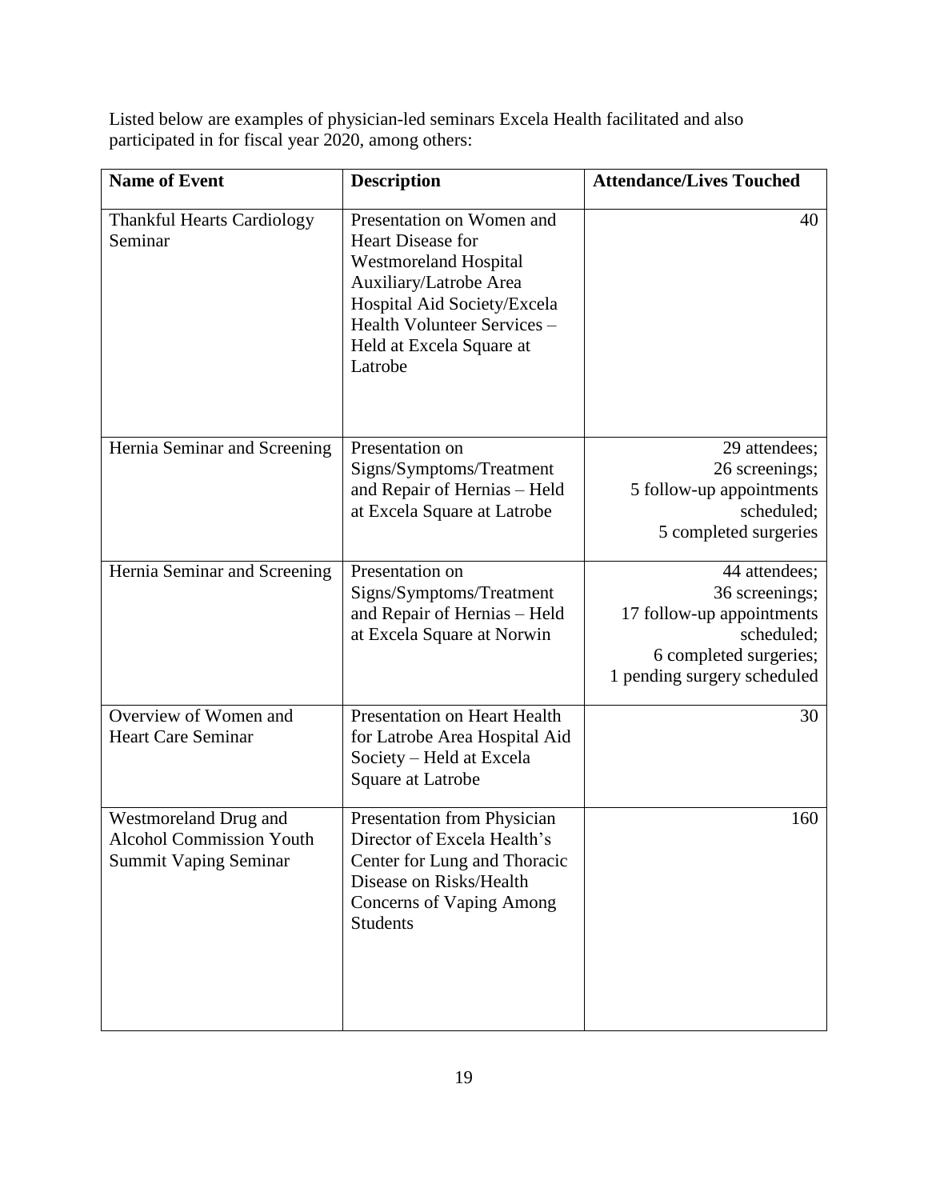Listed below are examples of physician-led seminars Excela Health facilitated and also participated in for fiscal year 2020, among others:

| Name of Event | Description | Attendance/Lives Touched |
|---|---|---|
| Thankful Hearts Cardiology Seminar | Presentation on Women and Heart Disease for Westmoreland Hospital Auxiliary/Latrobe Area Hospital Aid Society/Excela Health Volunteer Services – Held at Excela Square at Latrobe | 40 |
| Hernia Seminar and Screening | Presentation on Signs/Symptoms/Treatment and Repair of Hernias – Held at Excela Square at Latrobe | 29 attendees; 26 screenings; 5 follow-up appointments scheduled; 5 completed surgeries |
| Hernia Seminar and Screening | Presentation on Signs/Symptoms/Treatment and Repair of Hernias – Held at Excela Square at Norwin | 44 attendees; 36 screenings; 17 follow-up appointments scheduled; 6 completed surgeries; 1 pending surgery scheduled |
| Overview of Women and Heart Care Seminar | Presentation on Heart Health for Latrobe Area Hospital Aid Society – Held at Excela Square at Latrobe | 30 |
| Westmoreland Drug and Alcohol Commission Youth Summit Vaping Seminar | Presentation from Physician Director of Excela Health's Center for Lung and Thoracic Disease on Risks/Health Concerns of Vaping Among Students | 160 |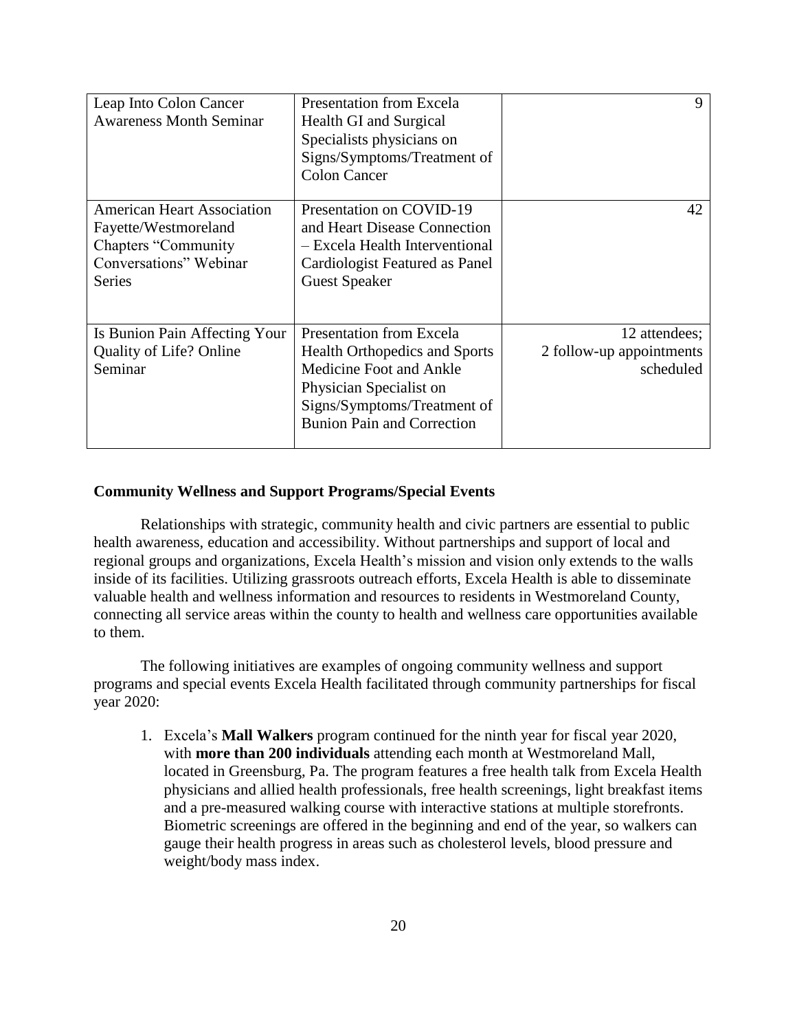| | | |
|---|---|---|
| Leap Into Colon Cancer Awareness Month Seminar | Presentation from Excela Health GI and Surgical Specialists physicians on Signs/Symptoms/Treatment of Colon Cancer | 9 |
| American Heart Association Fayette/Westmoreland Chapters "Community Conversations" Webinar Series | Presentation on COVID-19 and Heart Disease Connection – Excela Health Interventional Cardiologist Featured as Panel Guest Speaker | 42 |
| Is Bunion Pain Affecting Your Quality of Life? Online Seminar | Presentation from Excela Health Orthopedics and Sports Medicine Foot and Ankle Physician Specialist on Signs/Symptoms/Treatment of Bunion Pain and Correction | 12 attendees; 2 follow-up appointments scheduled |

**Community Wellness and Support Programs/Special Events**

Relationships with strategic, community health and civic partners are essential to public health awareness, education and accessibility. Without partnerships and support of local and regional groups and organizations, Excela Health's mission and vision only extends to the walls inside of its facilities. Utilizing grassroots outreach efforts, Excela Health is able to disseminate valuable health and wellness information and resources to residents in Westmoreland County, connecting all service areas within the county to health and wellness care opportunities available to them.

The following initiatives are examples of ongoing community wellness and support programs and special events Excela Health facilitated through community partnerships for fiscal year 2020:

1. Excela's **Mall Walkers** program continued for the ninth year for fiscal year 2020, with **more than 200 individuals** attending each month at Westmoreland Mall, located in Greensburg, Pa. The program features a free health talk from Excela Health physicians and allied health professionals, free health screenings, light breakfast items and a pre-measured walking course with interactive stations at multiple storefronts. Biometric screenings are offered in the beginning and end of the year, so walkers can gauge their health progress in areas such as cholesterol levels, blood pressure and weight/body mass index.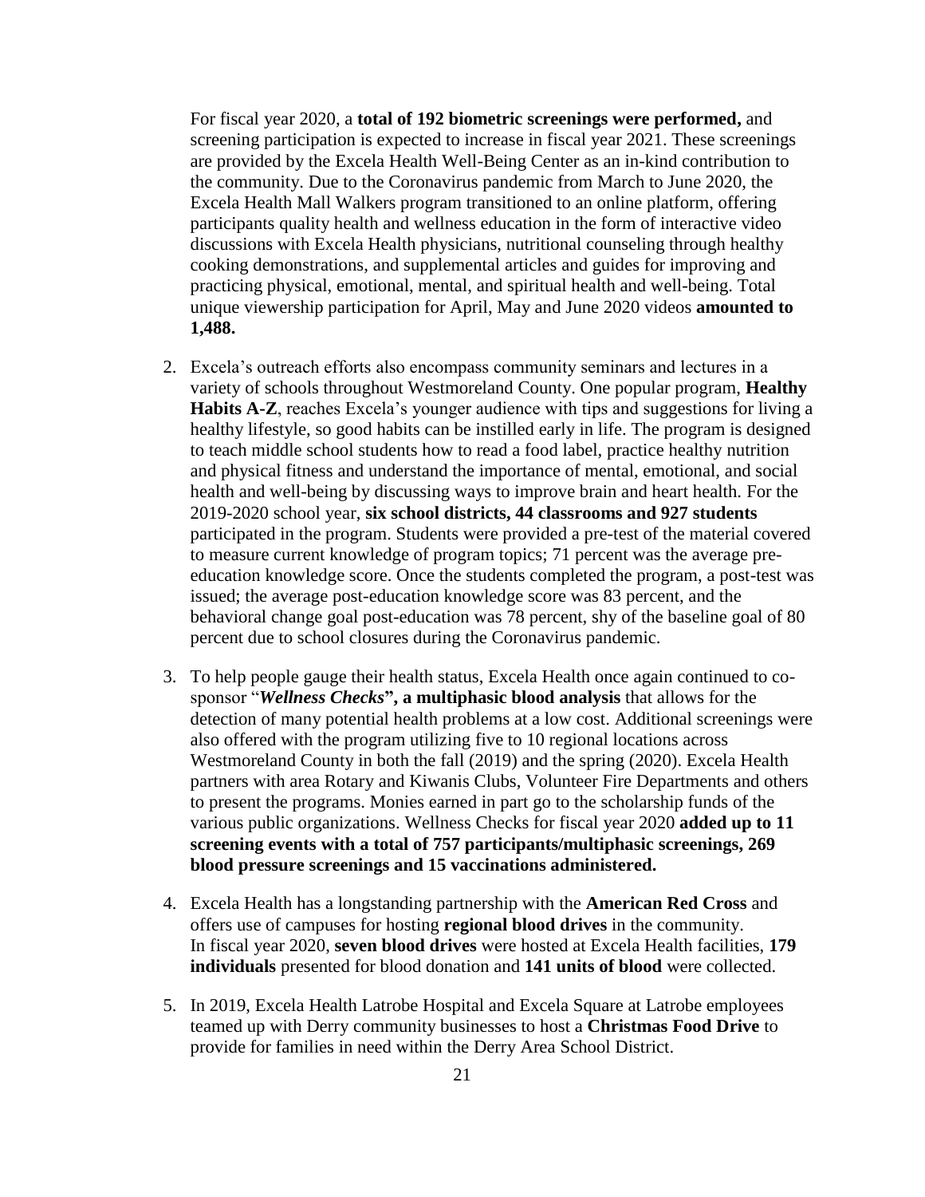For fiscal year 2020, a **total of 192 biometric screenings were performed,** and screening participation is expected to increase in fiscal year 2021. These screenings are provided by the Excela Health Well-Being Center as an in-kind contribution to the community. Due to the Coronavirus pandemic from March to June 2020, the Excela Health Mall Walkers program transitioned to an online platform, offering participants quality health and wellness education in the form of interactive video discussions with Excela Health physicians, nutritional counseling through healthy cooking demonstrations, and supplemental articles and guides for improving and practicing physical, emotional, mental, and spiritual health and well-being. Total unique viewership participation for April, May and June 2020 videos **amounted to 1,488.**

2. Excela's outreach efforts also encompass community seminars and lectures in a variety of schools throughout Westmoreland County. One popular program, **Healthy Habits A-Z**, reaches Excela's younger audience with tips and suggestions for living a healthy lifestyle, so good habits can be instilled early in life. The program is designed to teach middle school students how to read a food label, practice healthy nutrition and physical fitness and understand the importance of mental, emotional, and social health and well-being by discussing ways to improve brain and heart health. For the 2019-2020 school year, **six school districts, 44 classrooms and 927 students** participated in the program. Students were provided a pre-test of the material covered to measure current knowledge of program topics; 71 percent was the average pre-education knowledge score. Once the students completed the program, a post-test was issued; the average post-education knowledge score was 83 percent, and the behavioral change goal post-education was 78 percent, shy of the baseline goal of 80 percent due to school closures during the Coronavirus pandemic.

3. To help people gauge their health status, Excela Health once again continued to co-sponsor "***Wellness Checks*****", a multiphasic blood analysis** that allows for the detection of many potential health problems at a low cost. Additional screenings were also offered with the program utilizing five to 10 regional locations across Westmoreland County in both the fall (2019) and the spring (2020). Excela Health partners with area Rotary and Kiwanis Clubs, Volunteer Fire Departments and others to present the programs. Monies earned in part go to the scholarship funds of the various public organizations. Wellness Checks for fiscal year 2020 **added up to 11 screening events with a total of 757 participants/multiphasic screenings, 269 blood pressure screenings and 15 vaccinations administered.**

4. Excela Health has a longstanding partnership with the **American Red Cross** and offers use of campuses for hosting **regional blood drives** in the community. In fiscal year 2020, **seven blood drives** were hosted at Excela Health facilities, **179 individuals** presented for blood donation and **141 units of blood** were collected.

5. In 2019, Excela Health Latrobe Hospital and Excela Square at Latrobe employees teamed up with Derry community businesses to host a **Christmas Food Drive** to provide for families in need within the Derry Area School District.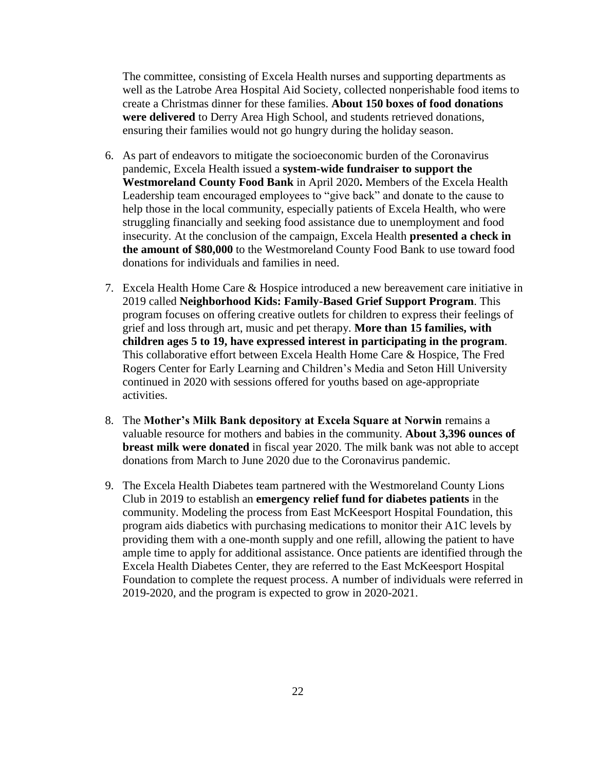The committee, consisting of Excela Health nurses and supporting departments as well as the Latrobe Area Hospital Aid Society, collected nonperishable food items to create a Christmas dinner for these families. **About 150 boxes of food donations were delivered** to Derry Area High School, and students retrieved donations, ensuring their families would not go hungry during the holiday season.

6. As part of endeavors to mitigate the socioeconomic burden of the Coronavirus pandemic, Excela Health issued a **system-wide fundraiser to support the Westmoreland County Food Bank** in April 2020**.** Members of the Excela Health Leadership team encouraged employees to "give back" and donate to the cause to help those in the local community, especially patients of Excela Health, who were struggling financially and seeking food assistance due to unemployment and food insecurity. At the conclusion of the campaign, Excela Health **presented a check in the amount of $80,000** to the Westmoreland County Food Bank to use toward food donations for individuals and families in need.

7. Excela Health Home Care & Hospice introduced a new bereavement care initiative in 2019 called **Neighborhood Kids: Family-Based Grief Support Program**. This program focuses on offering creative outlets for children to express their feelings of grief and loss through art, music and pet therapy. **More than 15 families, with children ages 5 to 19, have expressed interest in participating in the program**. This collaborative effort between Excela Health Home Care & Hospice, The Fred Rogers Center for Early Learning and Children's Media and Seton Hill University continued in 2020 with sessions offered for youths based on age-appropriate activities.

8. The **Mother's Milk Bank depository at Excela Square at Norwin** remains a valuable resource for mothers and babies in the community. **About 3,396 ounces of breast milk were donated** in fiscal year 2020. The milk bank was not able to accept donations from March to June 2020 due to the Coronavirus pandemic.

9. The Excela Health Diabetes team partnered with the Westmoreland County Lions Club in 2019 to establish an **emergency relief fund for diabetes patients** in the community. Modeling the process from East McKeesport Hospital Foundation, this program aids diabetics with purchasing medications to monitor their A1C levels by providing them with a one-month supply and one refill, allowing the patient to have ample time to apply for additional assistance. Once patients are identified through the Excela Health Diabetes Center, they are referred to the East McKeesport Hospital Foundation to complete the request process. A number of individuals were referred in 2019-2020, and the program is expected to grow in 2020-2021.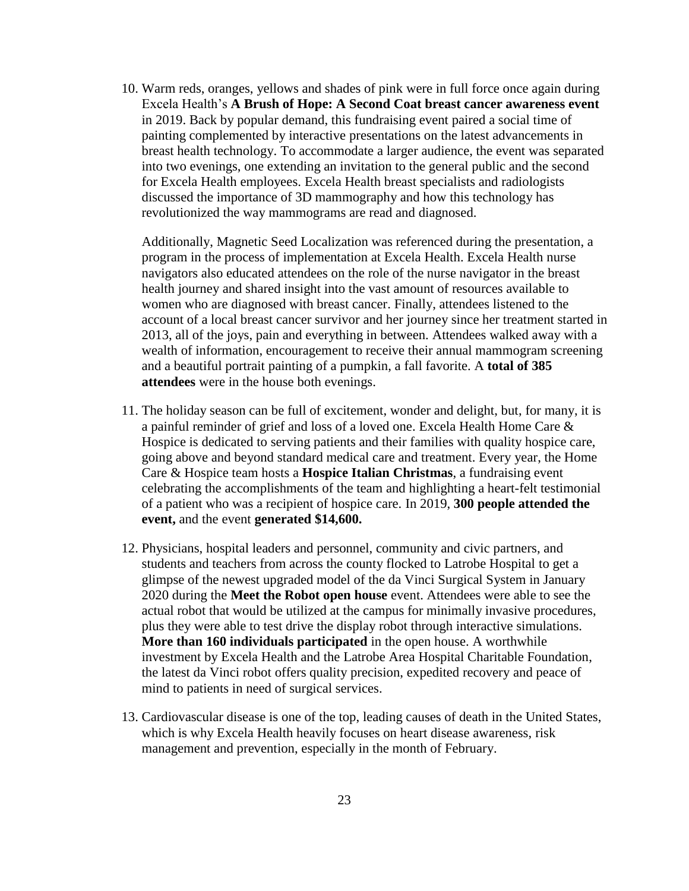10. Warm reds, oranges, yellows and shades of pink were in full force once again during Excela Health's **A Brush of Hope: A Second Coat breast cancer awareness event** in 2019. Back by popular demand, this fundraising event paired a social time of painting complemented by interactive presentations on the latest advancements in breast health technology. To accommodate a larger audience, the event was separated into two evenings, one extending an invitation to the general public and the second for Excela Health employees. Excela Health breast specialists and radiologists discussed the importance of 3D mammography and how this technology has revolutionized the way mammograms are read and diagnosed.

    Additionally, Magnetic Seed Localization was referenced during the presentation, a program in the process of implementation at Excela Health. Excela Health nurse navigators also educated attendees on the role of the nurse navigator in the breast health journey and shared insight into the vast amount of resources available to women who are diagnosed with breast cancer. Finally, attendees listened to the account of a local breast cancer survivor and her journey since her treatment started in 2013, all of the joys, pain and everything in between. Attendees walked away with a wealth of information, encouragement to receive their annual mammogram screening and a beautiful portrait painting of a pumpkin, a fall favorite. A **total of 385 attendees** were in the house both evenings.

11. The holiday season can be full of excitement, wonder and delight, but, for many, it is a painful reminder of grief and loss of a loved one. Excela Health Home Care & Hospice is dedicated to serving patients and their families with quality hospice care, going above and beyond standard medical care and treatment. Every year, the Home Care & Hospice team hosts a **Hospice Italian Christmas**, a fundraising event celebrating the accomplishments of the team and highlighting a heart-felt testimonial of a patient who was a recipient of hospice care. In 2019, **300 people attended the event,** and the event **generated $14,600.**

12. Physicians, hospital leaders and personnel, community and civic partners, and students and teachers from across the county flocked to Latrobe Hospital to get a glimpse of the newest upgraded model of the da Vinci Surgical System in January 2020 during the **Meet the Robot open house** event. Attendees were able to see the actual robot that would be utilized at the campus for minimally invasive procedures, plus they were able to test drive the display robot through interactive simulations. **More than 160 individuals participated** in the open house. A worthwhile investment by Excela Health and the Latrobe Area Hospital Charitable Foundation, the latest da Vinci robot offers quality precision, expedited recovery and peace of mind to patients in need of surgical services.

13. Cardiovascular disease is one of the top, leading causes of death in the United States, which is why Excela Health heavily focuses on heart disease awareness, risk management and prevention, especially in the month of February.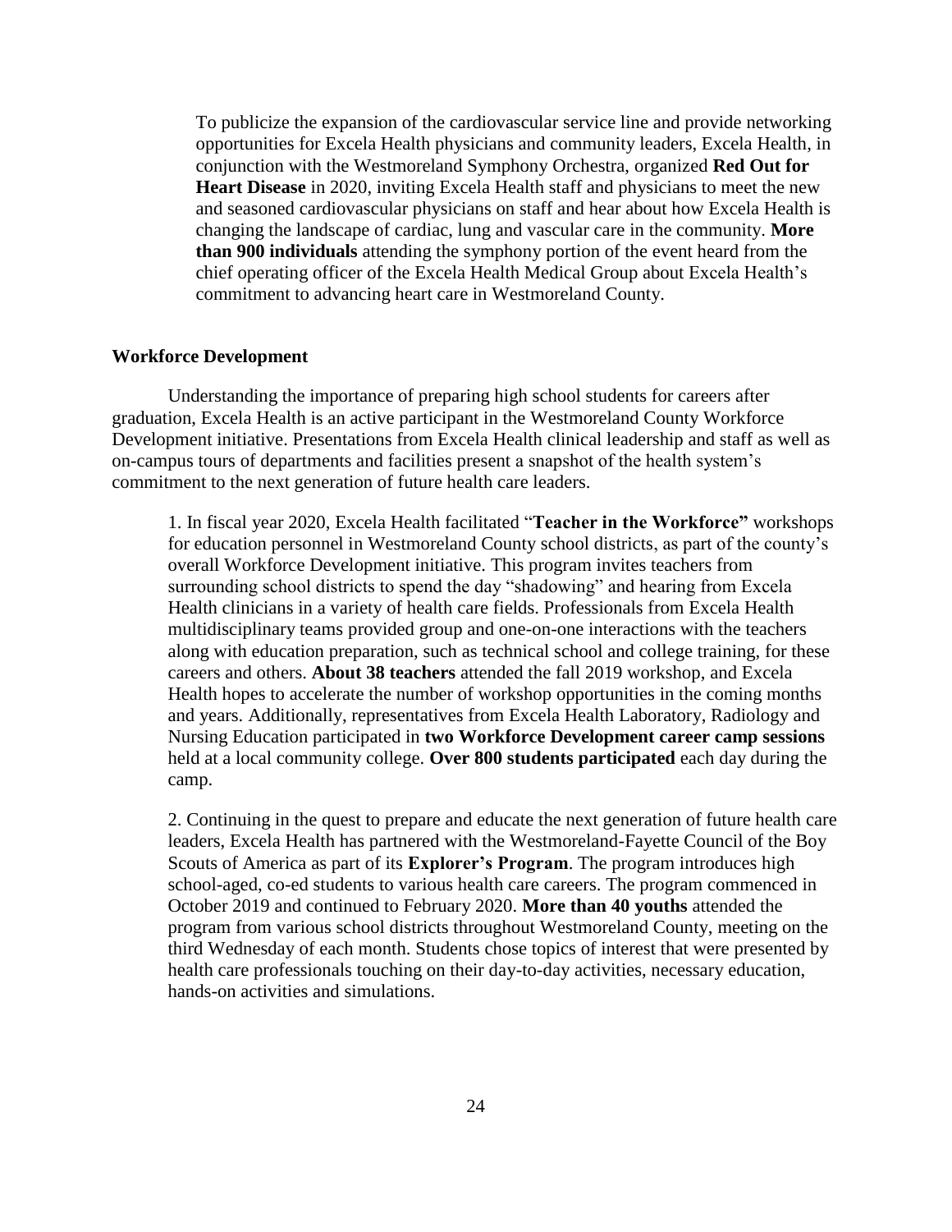To publicize the expansion of the cardiovascular service line and provide networking opportunities for Excela Health physicians and community leaders, Excela Health, in conjunction with the Westmoreland Symphony Orchestra, organized **Red Out for Heart Disease** in 2020, inviting Excela Health staff and physicians to meet the new and seasoned cardiovascular physicians on staff and hear about how Excela Health is changing the landscape of cardiac, lung and vascular care in the community. **More than 900 individuals** attending the symphony portion of the event heard from the chief operating officer of the Excela Health Medical Group about Excela Health's commitment to advancing heart care in Westmoreland County.

**Workforce Development**

Understanding the importance of preparing high school students for careers after graduation, Excela Health is an active participant in the Westmoreland County Workforce Development initiative. Presentations from Excela Health clinical leadership and staff as well as on-campus tours of departments and facilities present a snapshot of the health system's commitment to the next generation of future health care leaders.

1. In fiscal year 2020, Excela Health facilitated "**Teacher in the Workforce"** workshops for education personnel in Westmoreland County school districts, as part of the county's overall Workforce Development initiative. This program invites teachers from surrounding school districts to spend the day "shadowing" and hearing from Excela Health clinicians in a variety of health care fields. Professionals from Excela Health multidisciplinary teams provided group and one-on-one interactions with the teachers along with education preparation, such as technical school and college training, for these careers and others. **About 38 teachers** attended the fall 2019 workshop, and Excela Health hopes to accelerate the number of workshop opportunities in the coming months and years. Additionally, representatives from Excela Health Laboratory, Radiology and Nursing Education participated in **two Workforce Development career camp sessions** held at a local community college. **Over 800 students participated** each day during the camp.

2. Continuing in the quest to prepare and educate the next generation of future health care leaders, Excela Health has partnered with the Westmoreland-Fayette Council of the Boy Scouts of America as part of its **Explorer's Program**. The program introduces high school-aged, co-ed students to various health care careers. The program commenced in October 2019 and continued to February 2020. **More than 40 youths** attended the program from various school districts throughout Westmoreland County, meeting on the third Wednesday of each month. Students chose topics of interest that were presented by health care professionals touching on their day-to-day activities, necessary education, hands-on activities and simulations.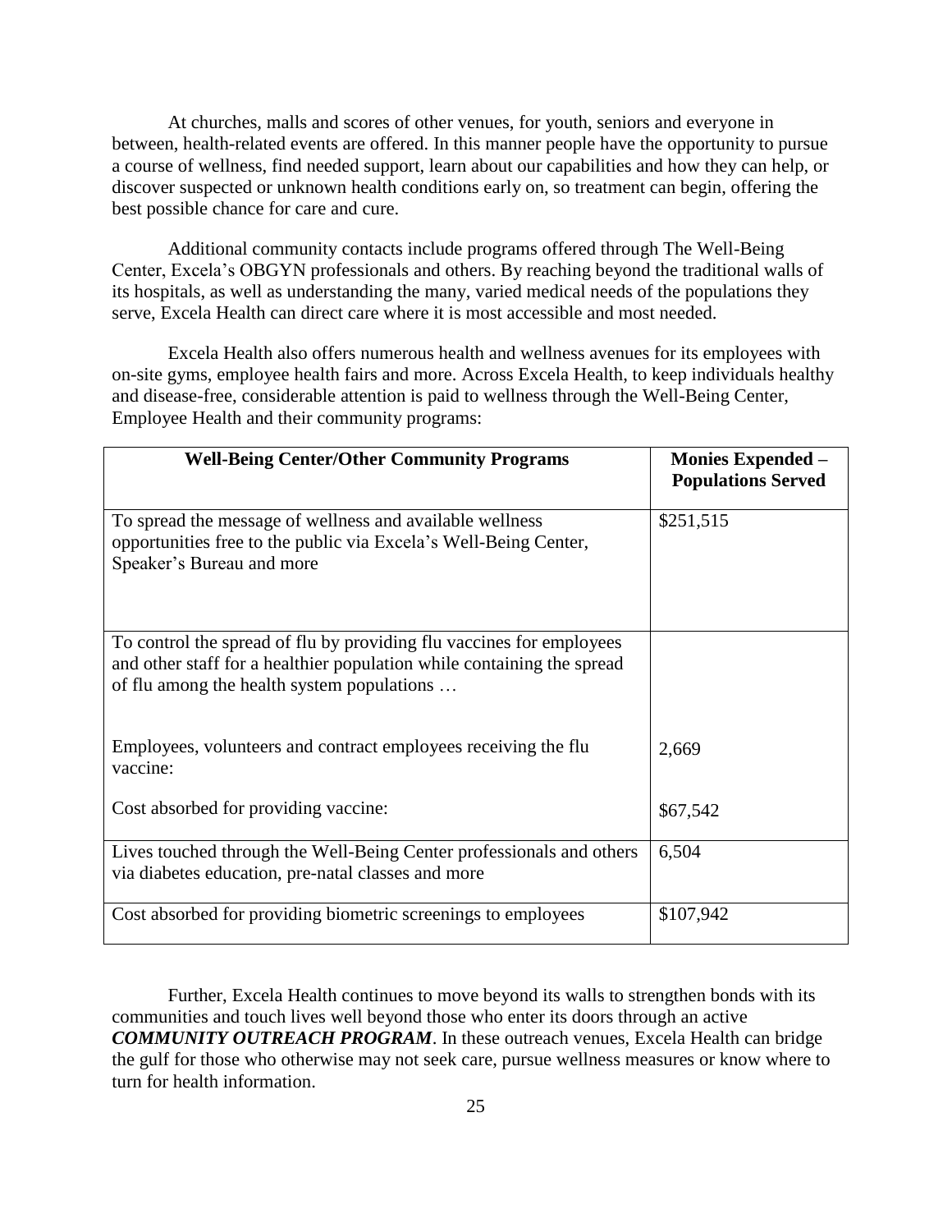At churches, malls and scores of other venues, for youth, seniors and everyone in between, health-related events are offered. In this manner people have the opportunity to pursue a course of wellness, find needed support, learn about our capabilities and how they can help, or discover suspected or unknown health conditions early on, so treatment can begin, offering the best possible chance for care and cure.

Additional community contacts include programs offered through The Well-Being Center, Excela's OBGYN professionals and others. By reaching beyond the traditional walls of its hospitals, as well as understanding the many, varied medical needs of the populations they serve, Excela Health can direct care where it is most accessible and most needed.

Excela Health also offers numerous health and wellness avenues for its employees with on-site gyms, employee health fairs and more. Across Excela Health, to keep individuals healthy and disease-free, considerable attention is paid to wellness through the Well-Being Center, Employee Health and their community programs:

| **Well-Being Center/Other Community Programs** | **Monies Expended – Populations Served** |
|---|---|
| To spread the message of wellness and available wellness opportunities free to the public via Excela's Well-Being Center, Speaker's Bureau and more | $251,515 |
| To control the spread of flu by providing flu vaccines for employees and other staff for a healthier population while containing the spread of flu among the health system populations … | |
| Employees, volunteers and contract employees receiving the flu vaccine: | 2,669 |
| Cost absorbed for providing vaccine: | $67,542 |
| Lives touched through the Well-Being Center professionals and others via diabetes education, pre-natal classes and more | 6,504 |
| Cost absorbed for providing biometric screenings to employees | $107,942 |

Further, Excela Health continues to move beyond its walls to strengthen bonds with its communities and touch lives well beyond those who enter its doors through an active ***COMMUNITY OUTREACH PROGRAM***. In these outreach venues, Excela Health can bridge the gulf for those who otherwise may not seek care, pursue wellness measures or know where to turn for health information.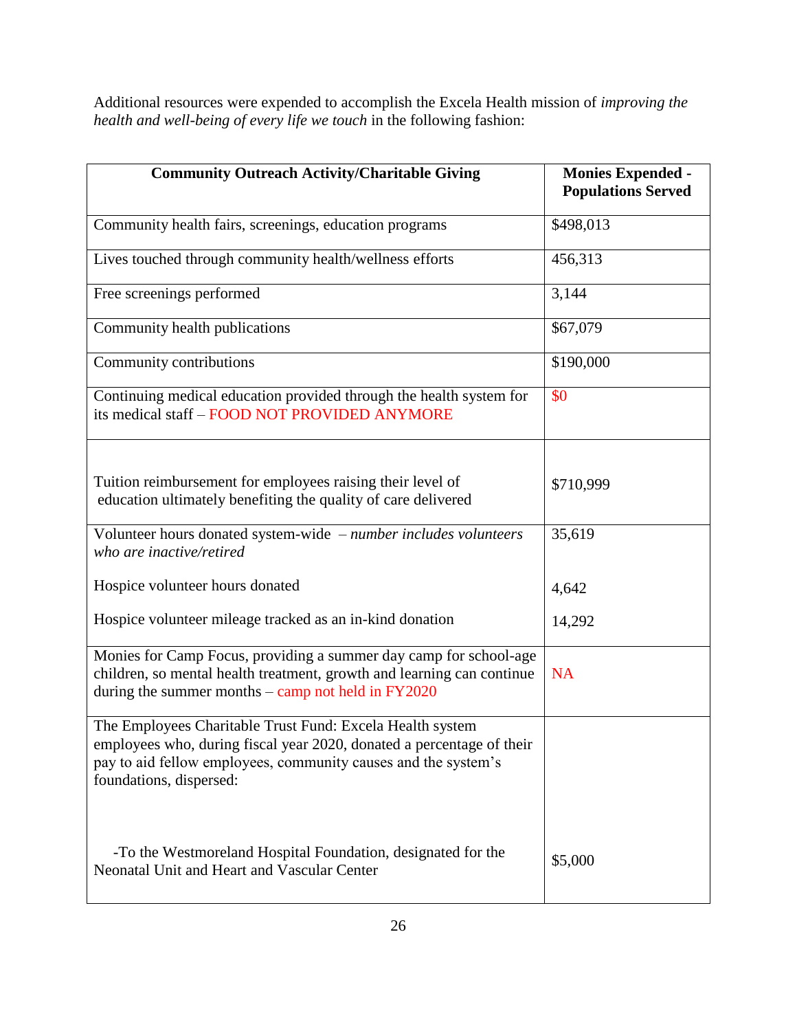Additional resources were expended to accomplish the Excela Health mission of *improving the health and well-being of every life we touch* in the following fashion:

| **Community Outreach Activity/Charitable Giving** | **Monies Expended - Populations Served** |
|---|---|
| Community health fairs, screenings, education programs | $498,013 |
| Lives touched through community health/wellness efforts | 456,313 |
| Free screenings performed | 3,144 |
| Community health publications | $67,079 |
| Community contributions | $190,000 |
| Continuing medical education provided through the health system for its medical staff – FOOD NOT PROVIDED ANYMORE | $0 |
| Tuition reimbursement for employees raising their level of education ultimately benefiting the quality of care delivered | $710,999 |
| Volunteer hours donated system-wide – *number includes volunteers who are inactive/retired*<br><br>Hospice volunteer hours donated<br><br>Hospice volunteer mileage tracked as an in-kind donation | 35,619<br><br>4,642<br><br>14,292 |
| Monies for Camp Focus, providing a summer day camp for school-age children, so mental health treatment, growth and learning can continue during the summer months – camp not held in FY2020 | NA |
| The Employees Charitable Trust Fund: Excela Health system employees who, during fiscal year 2020, donated a percentage of their pay to aid fellow employees, community causes and the system's foundations, dispersed:<br><br>-To the Westmoreland Hospital Foundation, designated for the Neonatal Unit and Heart and Vascular Center | <br><br>$5,000 |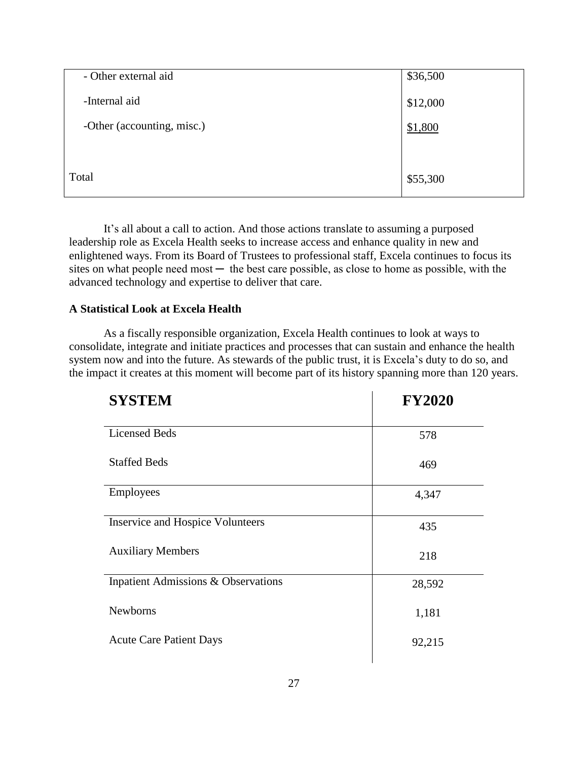| | |
|---|---|
| - Other external aid | $36,500 |
| -Internal aid | $12,000 |
| -Other (accounting, misc.) | $1,800 |
| Total | $55,300 |

It’s all about a call to action. And those actions translate to assuming a purposed leadership role as Excela Health seeks to increase access and enhance quality in new and enlightened ways. From its Board of Trustees to professional staff, Excela continues to focus its sites on what people need most ─ the best care possible, as close to home as possible, with the advanced technology and expertise to deliver that care.

**A Statistical Look at Excela Health**

As a fiscally responsible organization, Excela Health continues to look at ways to consolidate, integrate and initiate practices and processes that can sustain and enhance the health system now and into the future. As stewards of the public trust, it is Excela’s duty to do so, and the impact it creates at this moment will become part of its history spanning more than 120 years.

| SYSTEM | FY2020 |
|---|---|
| Licensed Beds | 578 |
| Staffed Beds | 469 |
| Employees | 4,347 |
| Inservice and Hospice Volunteers | 435 |
| Auxiliary Members | 218 |
| Inpatient Admissions & Observations | 28,592 |
| Newborns | 1,181 |
| Acute Care Patient Days | 92,215 |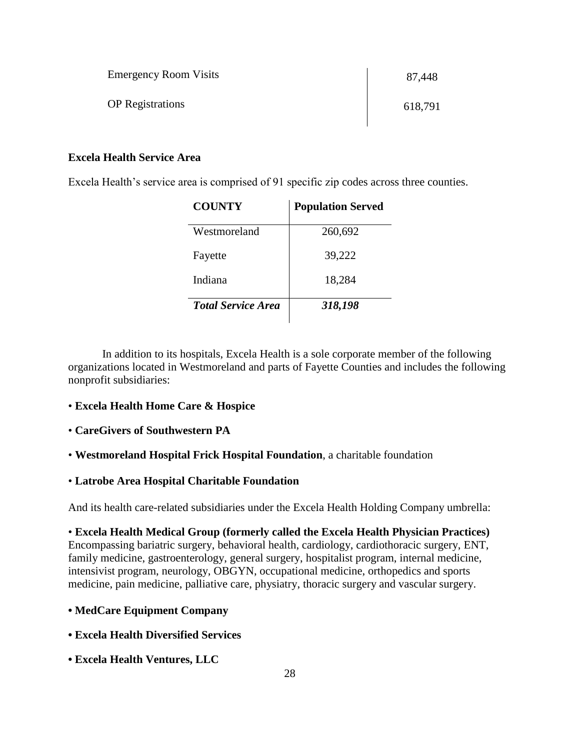| | |
|---|---|
| Emergency Room Visits | 87,448 |
| OP Registrations | 618,791 |

**Excela Health Service Area**

Excela Health's service area is comprised of 91 specific zip codes across three counties.

| COUNTY | Population Served |
|---|---|
| Westmoreland | 260,692 |
| Fayette | 39,222 |
| Indiana | 18,284 |
| ***Total Service Area*** | ***318,198*** |

In addition to its hospitals, Excela Health is a sole corporate member of the following organizations located in Westmoreland and parts of Fayette Counties and includes the following nonprofit subsidiaries:

• **Excela Health Home Care & Hospice**

• **CareGivers of Southwestern PA**

• **Westmoreland Hospital Frick Hospital Foundation**, a charitable foundation

• **Latrobe Area Hospital Charitable Foundation**

And its health care-related subsidiaries under the Excela Health Holding Company umbrella:

• **Excela Health Medical Group (formerly called the Excela Health Physician Practices)** Encompassing bariatric surgery, behavioral health, cardiology, cardiothoracic surgery, ENT, family medicine, gastroenterology, general surgery, hospitalist program, internal medicine, intensivist program, neurology, OBGYN, occupational medicine, orthopedics and sports medicine, pain medicine, palliative care, physiatry, thoracic surgery and vascular surgery.

**• MedCare Equipment Company**

**• Excela Health Diversified Services**

**• Excela Health Ventures, LLC**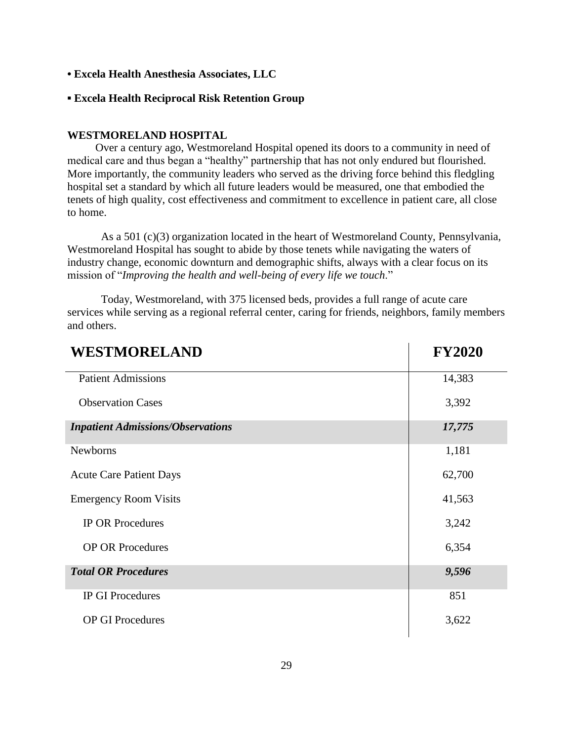- **Excela Health Anesthesia Associates, LLC**

- **Excela Health Reciprocal Risk Retention Group**

**WESTMORELAND HOSPITAL**

Over a century ago, Westmoreland Hospital opened its doors to a community in need of medical care and thus began a "healthy" partnership that has not only endured but flourished. More importantly, the community leaders who served as the driving force behind this fledgling hospital set a standard by which all future leaders would be measured, one that embodied the tenets of high quality, cost effectiveness and commitment to excellence in patient care, all close to home.

As a 501 (c)(3) organization located in the heart of Westmoreland County, Pennsylvania, Westmoreland Hospital has sought to abide by those tenets while navigating the waters of industry change, economic downturn and demographic shifts, always with a clear focus on its mission of "*Improving the health and well-being of every life we touch*."

Today, Westmoreland, with 375 licensed beds, provides a full range of acute care services while serving as a regional referral center, caring for friends, neighbors, family members and others.

| WESTMORELAND | FY2020 |
|---|---|
| Patient Admissions | 14,383 |
| Observation Cases | 3,392 |
| ***Inpatient Admissions/Observations*** | ***17,775*** |
| Newborns | 1,181 |
| Acute Care Patient Days | 62,700 |
| Emergency Room Visits | 41,563 |
| IP OR Procedures | 3,242 |
| OP OR Procedures | 6,354 |
| ***Total OR Procedures*** | ***9,596*** |
| IP GI Procedures | 851 |
| OP GI Procedures | 3,622 |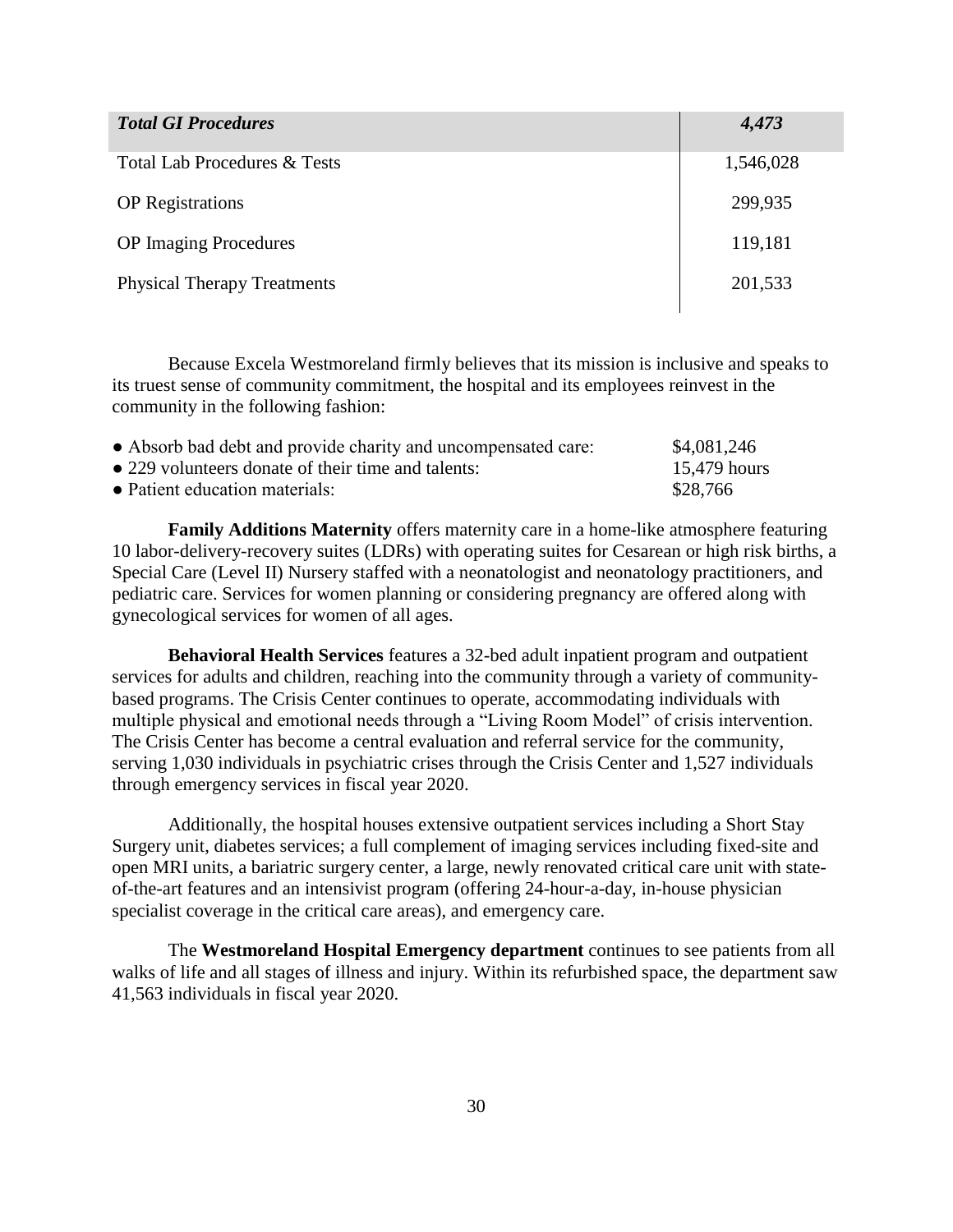| *Total GI Procedures* | *4,473* |
|---|---|
| Total Lab Procedures & Tests | 1,546,028 |
| OP Registrations | 299,935 |
| OP Imaging Procedures | 119,181 |
| Physical Therapy Treatments | 201,533 |

Because Excela Westmoreland firmly believes that its mission is inclusive and speaks to its truest sense of community commitment, the hospital and its employees reinvest in the community in the following fashion:

- Absorb bad debt and provide charity and uncompensated care: $4,081,246
- 229 volunteers donate of their time and talents: 15,479 hours
- Patient education materials: $28,766

**Family Additions Maternity** offers maternity care in a home-like atmosphere featuring 10 labor-delivery-recovery suites (LDRs) with operating suites for Cesarean or high risk births, a Special Care (Level II) Nursery staffed with a neonatologist and neonatology practitioners, and pediatric care. Services for women planning or considering pregnancy are offered along with gynecological services for women of all ages.

**Behavioral Health Services** features a 32-bed adult inpatient program and outpatient services for adults and children, reaching into the community through a variety of community-based programs. The Crisis Center continues to operate, accommodating individuals with multiple physical and emotional needs through a "Living Room Model" of crisis intervention. The Crisis Center has become a central evaluation and referral service for the community, serving 1,030 individuals in psychiatric crises through the Crisis Center and 1,527 individuals through emergency services in fiscal year 2020.

Additionally, the hospital houses extensive outpatient services including a Short Stay Surgery unit, diabetes services; a full complement of imaging services including fixed-site and open MRI units, a bariatric surgery center, a large, newly renovated critical care unit with state-of-the-art features and an intensivist program (offering 24-hour-a-day, in-house physician specialist coverage in the critical care areas), and emergency care.

The **Westmoreland Hospital Emergency department** continues to see patients from all walks of life and all stages of illness and injury. Within its refurbished space, the department saw 41,563 individuals in fiscal year 2020.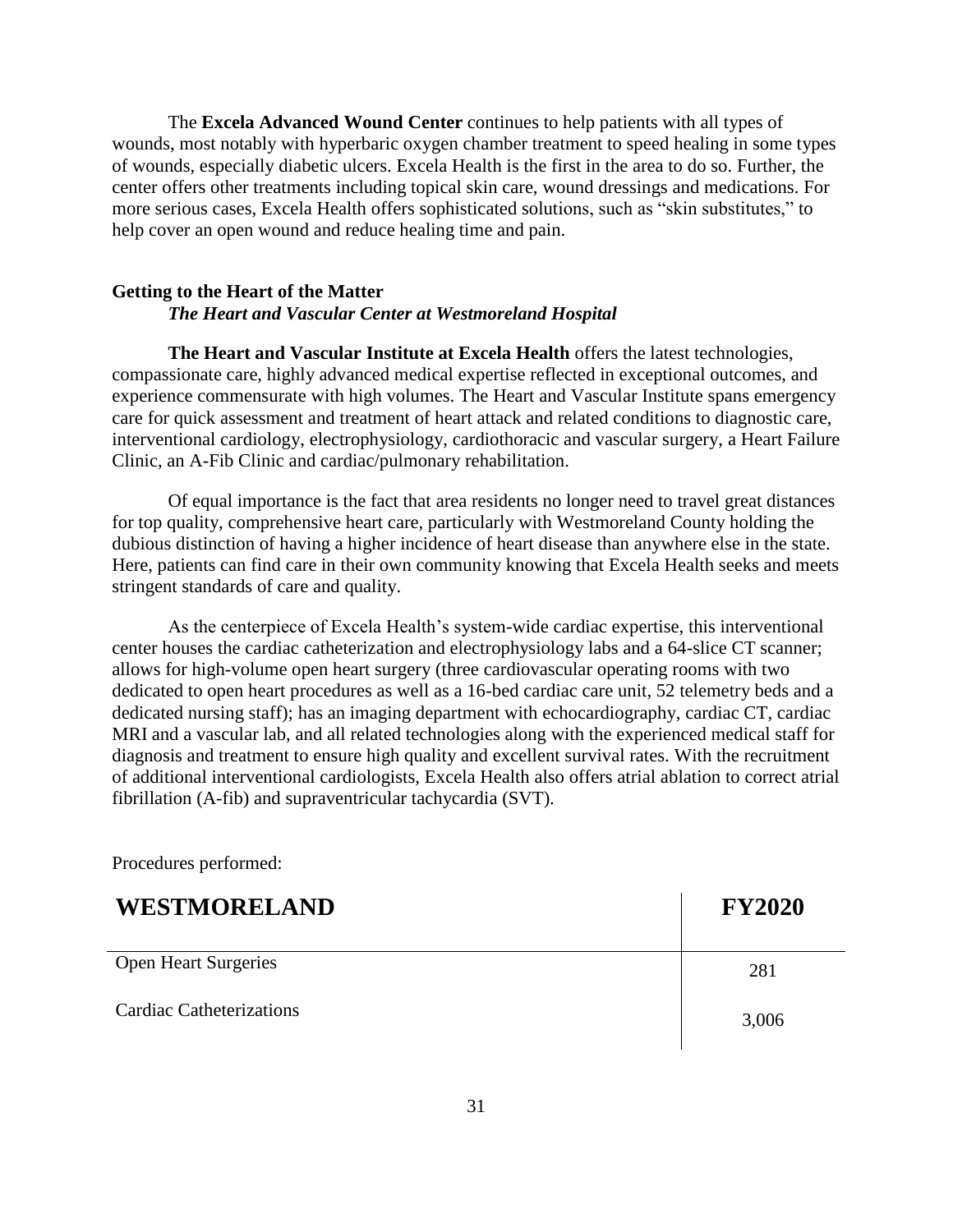The **Excela Advanced Wound Center** continues to help patients with all types of wounds, most notably with hyperbaric oxygen chamber treatment to speed healing in some types of wounds, especially diabetic ulcers. Excela Health is the first in the area to do so. Further, the center offers other treatments including topical skin care, wound dressings and medications. For more serious cases, Excela Health offers sophisticated solutions, such as "skin substitutes," to help cover an open wound and reduce healing time and pain.

### Getting to the Heart of the Matter

***The Heart and Vascular Center at Westmoreland Hospital***

**The Heart and Vascular Institute at Excela Health** offers the latest technologies, compassionate care, highly advanced medical expertise reflected in exceptional outcomes, and experience commensurate with high volumes. The Heart and Vascular Institute spans emergency care for quick assessment and treatment of heart attack and related conditions to diagnostic care, interventional cardiology, electrophysiology, cardiothoracic and vascular surgery, a Heart Failure Clinic, an A-Fib Clinic and cardiac/pulmonary rehabilitation.

Of equal importance is the fact that area residents no longer need to travel great distances for top quality, comprehensive heart care, particularly with Westmoreland County holding the dubious distinction of having a higher incidence of heart disease than anywhere else in the state. Here, patients can find care in their own community knowing that Excela Health seeks and meets stringent standards of care and quality.

As the centerpiece of Excela Health's system-wide cardiac expertise, this interventional center houses the cardiac catheterization and electrophysiology labs and a 64-slice CT scanner; allows for high-volume open heart surgery (three cardiovascular operating rooms with two dedicated to open heart procedures as well as a 16-bed cardiac care unit, 52 telemetry beds and a dedicated nursing staff); has an imaging department with echocardiography, cardiac CT, cardiac MRI and a vascular lab, and all related technologies along with the experienced medical staff for diagnosis and treatment to ensure high quality and excellent survival rates. With the recruitment of additional interventional cardiologists, Excela Health also offers atrial ablation to correct atrial fibrillation (A-fib) and supraventricular tachycardia (SVT).

Procedures performed:

| **WESTMORELAND** | **FY2020** |
|---|---|
| Open Heart Surgeries | 281 |
| Cardiac Catheterizations | 3,006 |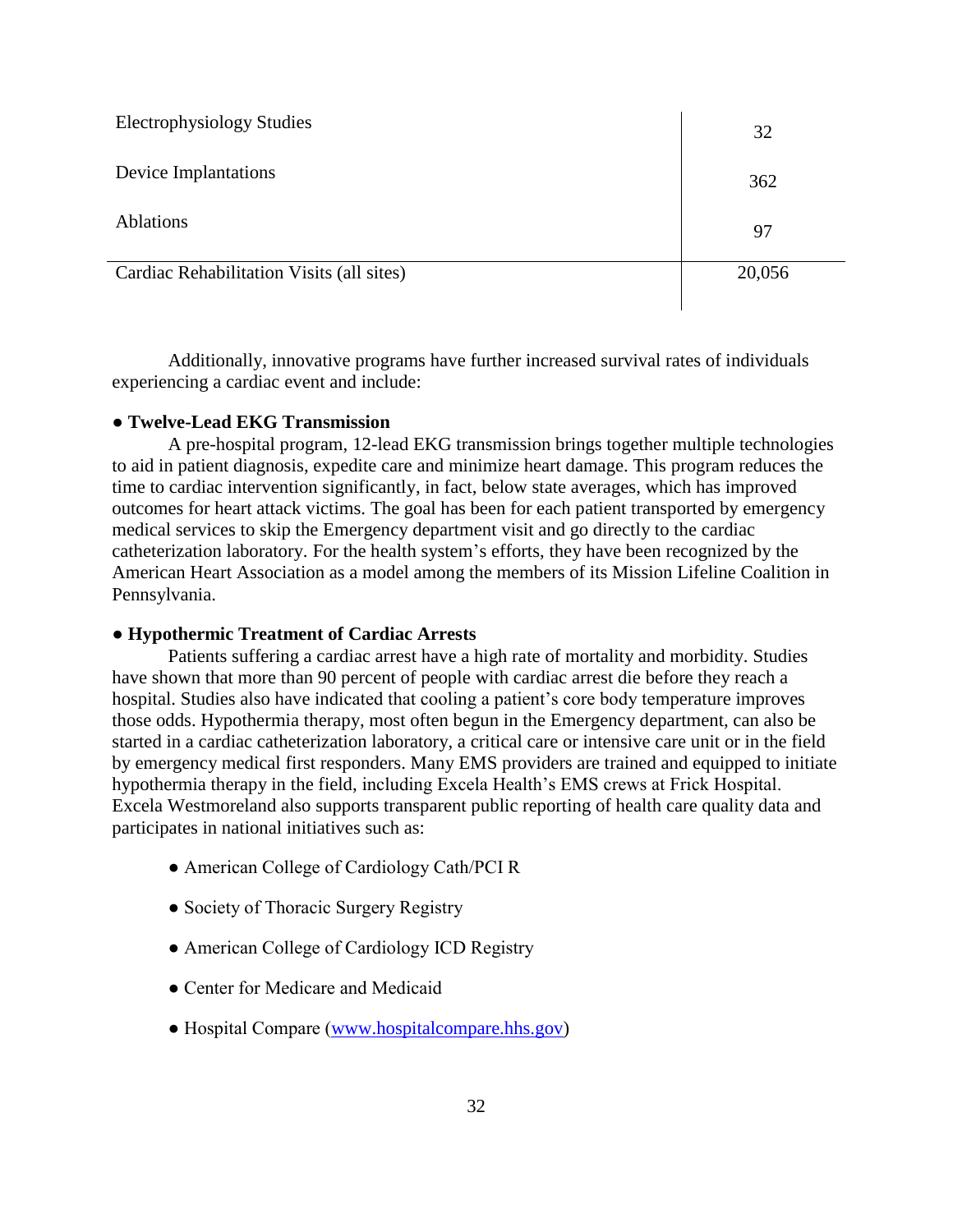| | |
|---|---|
| Electrophysiology Studies | 32 |
| Device Implantations | 362 |
| Ablations | 97 |
| Cardiac Rehabilitation Visits (all sites) | 20,056 |

Additionally, innovative programs have further increased survival rates of individuals experiencing a cardiac event and include:

● **Twelve-Lead EKG Transmission**

A pre-hospital program, 12-lead EKG transmission brings together multiple technologies to aid in patient diagnosis, expedite care and minimize heart damage. This program reduces the time to cardiac intervention significantly, in fact, below state averages, which has improved outcomes for heart attack victims. The goal has been for each patient transported by emergency medical services to skip the Emergency department visit and go directly to the cardiac catheterization laboratory. For the health system's efforts, they have been recognized by the American Heart Association as a model among the members of its Mission Lifeline Coalition in Pennsylvania.

● **Hypothermic Treatment of Cardiac Arrests**

Patients suffering a cardiac arrest have a high rate of mortality and morbidity. Studies have shown that more than 90 percent of people with cardiac arrest die before they reach a hospital. Studies also have indicated that cooling a patient's core body temperature improves those odds. Hypothermia therapy, most often begun in the Emergency department, can also be started in a cardiac catheterization laboratory, a critical care or intensive care unit or in the field by emergency medical first responders. Many EMS providers are trained and equipped to initiate hypothermia therapy in the field, including Excela Health's EMS crews at Frick Hospital. Excela Westmoreland also supports transparent public reporting of health care quality data and participates in national initiatives such as:

- American College of Cardiology Cath/PCI R
- Society of Thoracic Surgery Registry
- American College of Cardiology ICD Registry
- Center for Medicare and Medicaid
- Hospital Compare (www.hospitalcompare.hhs.gov)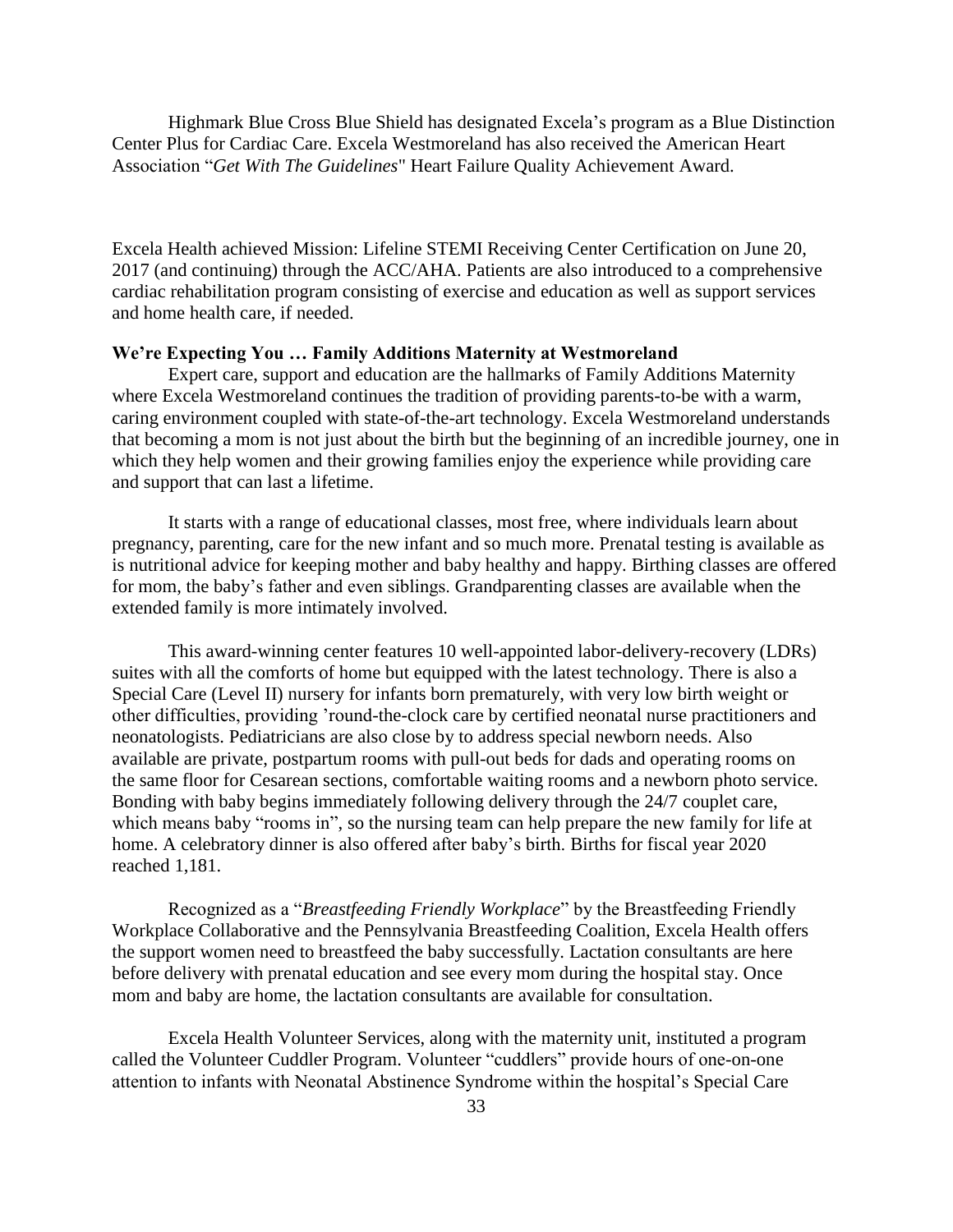Highmark Blue Cross Blue Shield has designated Excela's program as a Blue Distinction Center Plus for Cardiac Care. Excela Westmoreland has also received the American Heart Association "*Get With The Guidelines*" Heart Failure Quality Achievement Award.

Excela Health achieved Mission: Lifeline STEMI Receiving Center Certification on June 20, 2017 (and continuing) through the ACC/AHA. Patients are also introduced to a comprehensive cardiac rehabilitation program consisting of exercise and education as well as support services and home health care, if needed.

**We're Expecting You … Family Additions Maternity at Westmoreland**

Expert care, support and education are the hallmarks of Family Additions Maternity where Excela Westmoreland continues the tradition of providing parents-to-be with a warm, caring environment coupled with state-of-the-art technology. Excela Westmoreland understands that becoming a mom is not just about the birth but the beginning of an incredible journey, one in which they help women and their growing families enjoy the experience while providing care and support that can last a lifetime.

It starts with a range of educational classes, most free, where individuals learn about pregnancy, parenting, care for the new infant and so much more. Prenatal testing is available as is nutritional advice for keeping mother and baby healthy and happy. Birthing classes are offered for mom, the baby's father and even siblings. Grandparenting classes are available when the extended family is more intimately involved.

This award-winning center features 10 well-appointed labor-delivery-recovery (LDRs) suites with all the comforts of home but equipped with the latest technology. There is also a Special Care (Level II) nursery for infants born prematurely, with very low birth weight or other difficulties, providing 'round-the-clock care by certified neonatal nurse practitioners and neonatologists. Pediatricians are also close by to address special newborn needs. Also available are private, postpartum rooms with pull-out beds for dads and operating rooms on the same floor for Cesarean sections, comfortable waiting rooms and a newborn photo service. Bonding with baby begins immediately following delivery through the 24/7 couplet care, which means baby "rooms in", so the nursing team can help prepare the new family for life at home. A celebratory dinner is also offered after baby's birth. Births for fiscal year 2020 reached 1,181.

Recognized as a "*Breastfeeding Friendly Workplace*" by the Breastfeeding Friendly Workplace Collaborative and the Pennsylvania Breastfeeding Coalition, Excela Health offers the support women need to breastfeed the baby successfully. Lactation consultants are here before delivery with prenatal education and see every mom during the hospital stay. Once mom and baby are home, the lactation consultants are available for consultation.

Excela Health Volunteer Services, along with the maternity unit, instituted a program called the Volunteer Cuddler Program. Volunteer "cuddlers" provide hours of one-on-one attention to infants with Neonatal Abstinence Syndrome within the hospital's Special Care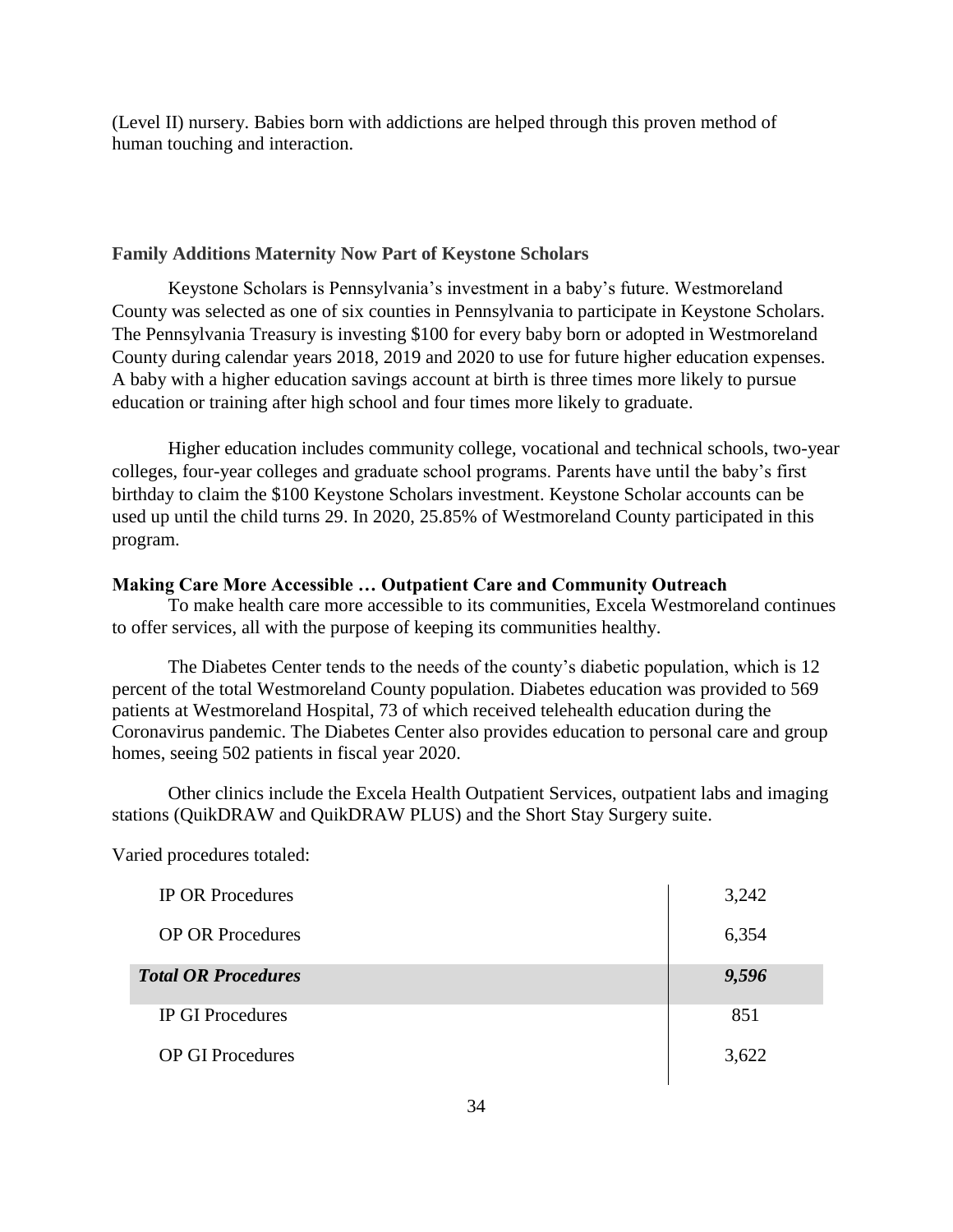(Level II) nursery. Babies born with addictions are helped through this proven method of human touching and interaction.

### Family Additions Maternity Now Part of Keystone Scholars

Keystone Scholars is Pennsylvania's investment in a baby's future. Westmoreland County was selected as one of six counties in Pennsylvania to participate in Keystone Scholars. The Pennsylvania Treasury is investing $100 for every baby born or adopted in Westmoreland County during calendar years 2018, 2019 and 2020 to use for future higher education expenses. A baby with a higher education savings account at birth is three times more likely to pursue education or training after high school and four times more likely to graduate.

Higher education includes community college, vocational and technical schools, two-year colleges, four-year colleges and graduate school programs. Parents have until the baby's first birthday to claim the $100 Keystone Scholars investment. Keystone Scholar accounts can be used up until the child turns 29. In 2020, 25.85% of Westmoreland County participated in this program.

### Making Care More Accessible … Outpatient Care and Community Outreach

To make health care more accessible to its communities, Excela Westmoreland continues to offer services, all with the purpose of keeping its communities healthy.

The Diabetes Center tends to the needs of the county's diabetic population, which is 12 percent of the total Westmoreland County population. Diabetes education was provided to 569 patients at Westmoreland Hospital, 73 of which received telehealth education during the Coronavirus pandemic. The Diabetes Center also provides education to personal care and group homes, seeing 502 patients in fiscal year 2020.

Other clinics include the Excela Health Outpatient Services, outpatient labs and imaging stations (QuikDRAW and QuikDRAW PLUS) and the Short Stay Surgery suite.

Varied procedures totaled:

| Procedure | Total |
|---|---|
| IP OR Procedures | 3,242 |
| OP OR Procedures | 6,354 |
| ***Total OR Procedures*** | ***9,596*** |
| IP GI Procedures | 851 |
| OP GI Procedures | 3,622 |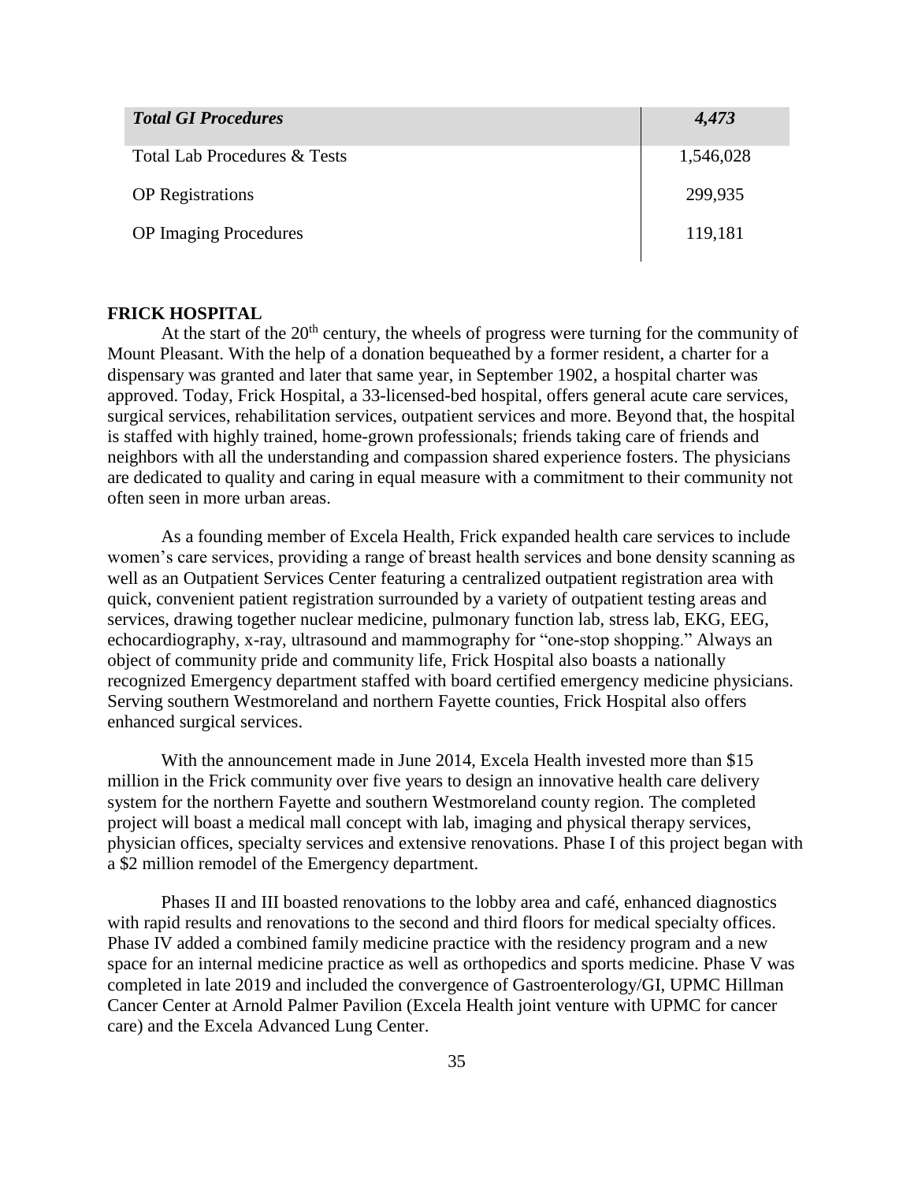| *Total GI Procedures* | *4,473* |
| --- | --- |
| Total Lab Procedures & Tests | 1,546,028 |
| OP Registrations | 299,935 |
| OP Imaging Procedures | 119,181 |

**FRICK HOSPITAL**

At the start of the 20th century, the wheels of progress were turning for the community of Mount Pleasant. With the help of a donation bequeathed by a former resident, a charter for a dispensary was granted and later that same year, in September 1902, a hospital charter was approved. Today, Frick Hospital, a 33-licensed-bed hospital, offers general acute care services, surgical services, rehabilitation services, outpatient services and more. Beyond that, the hospital is staffed with highly trained, home-grown professionals; friends taking care of friends and neighbors with all the understanding and compassion shared experience fosters. The physicians are dedicated to quality and caring in equal measure with a commitment to their community not often seen in more urban areas.

As a founding member of Excela Health, Frick expanded health care services to include women's care services, providing a range of breast health services and bone density scanning as well as an Outpatient Services Center featuring a centralized outpatient registration area with quick, convenient patient registration surrounded by a variety of outpatient testing areas and services, drawing together nuclear medicine, pulmonary function lab, stress lab, EKG, EEG, echocardiography, x-ray, ultrasound and mammography for "one-stop shopping." Always an object of community pride and community life, Frick Hospital also boasts a nationally recognized Emergency department staffed with board certified emergency medicine physicians. Serving southern Westmoreland and northern Fayette counties, Frick Hospital also offers enhanced surgical services.

With the announcement made in June 2014, Excela Health invested more than $15 million in the Frick community over five years to design an innovative health care delivery system for the northern Fayette and southern Westmoreland county region. The completed project will boast a medical mall concept with lab, imaging and physical therapy services, physician offices, specialty services and extensive renovations. Phase I of this project began with a $2 million remodel of the Emergency department.

Phases II and III boasted renovations to the lobby area and café, enhanced diagnostics with rapid results and renovations to the second and third floors for medical specialty offices. Phase IV added a combined family medicine practice with the residency program and a new space for an internal medicine practice as well as orthopedics and sports medicine. Phase V was completed in late 2019 and included the convergence of Gastroenterology/GI, UPMC Hillman Cancer Center at Arnold Palmer Pavilion (Excela Health joint venture with UPMC for cancer care) and the Excela Advanced Lung Center.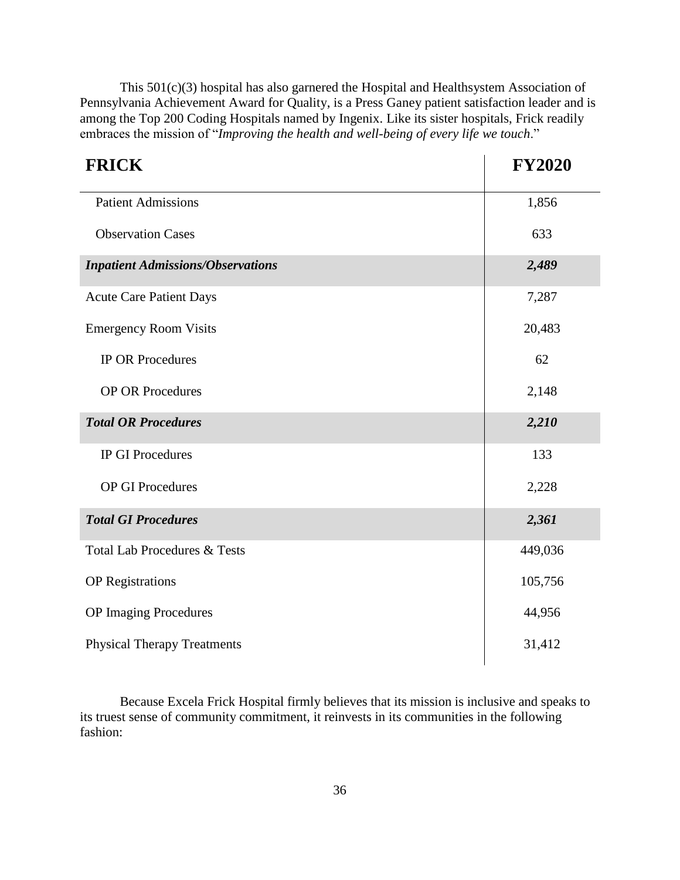This 501(c)(3) hospital has also garnered the Hospital and Healthsystem Association of Pennsylvania Achievement Award for Quality, is a Press Ganey patient satisfaction leader and is among the Top 200 Coding Hospitals named by Ingenix. Like its sister hospitals, Frick readily embraces the mission of "*Improving the health and well-being of every life we touch*."

| **FRICK** | **FY2020** |
|---|---|
| Patient Admissions | 1,856 |
| Observation Cases | 633 |
| ***Inpatient Admissions/Observations*** | ***2,489*** |
| Acute Care Patient Days | 7,287 |
| Emergency Room Visits | 20,483 |
| IP OR Procedures | 62 |
| OP OR Procedures | 2,148 |
| ***Total OR Procedures*** | ***2,210*** |
| IP GI Procedures | 133 |
| OP GI Procedures | 2,228 |
| ***Total GI Procedures*** | ***2,361*** |
| Total Lab Procedures & Tests | 449,036 |
| OP Registrations | 105,756 |
| OP Imaging Procedures | 44,956 |
| Physical Therapy Treatments | 31,412 |

Because Excela Frick Hospital firmly believes that its mission is inclusive and speaks to its truest sense of community commitment, it reinvests in its communities in the following fashion: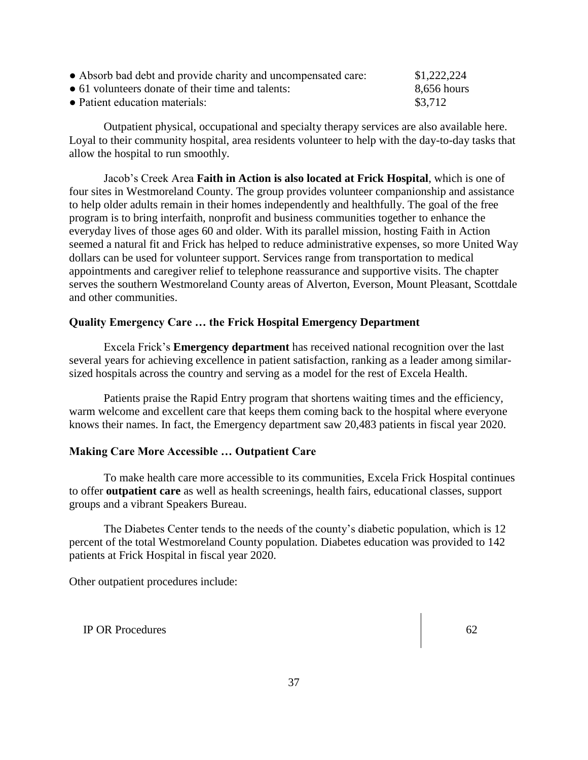- Absorb bad debt and provide charity and uncompensated care: $1,222,224
- 61 volunteers donate of their time and talents: 8,656 hours
- Patient education materials: $3,712

Outpatient physical, occupational and specialty therapy services are also available here. Loyal to their community hospital, area residents volunteer to help with the day-to-day tasks that allow the hospital to run smoothly.

Jacob's Creek Area **Faith in Action is also located at Frick Hospital**, which is one of four sites in Westmoreland County. The group provides volunteer companionship and assistance to help older adults remain in their homes independently and healthfully. The goal of the free program is to bring interfaith, nonprofit and business communities together to enhance the everyday lives of those ages 60 and older. With its parallel mission, hosting Faith in Action seemed a natural fit and Frick has helped to reduce administrative expenses, so more United Way dollars can be used for volunteer support. Services range from transportation to medical appointments and caregiver relief to telephone reassurance and supportive visits. The chapter serves the southern Westmoreland County areas of Alverton, Everson, Mount Pleasant, Scottdale and other communities.

**Quality Emergency Care … the Frick Hospital Emergency Department**

Excela Frick's **Emergency department** has received national recognition over the last several years for achieving excellence in patient satisfaction, ranking as a leader among similar-sized hospitals across the country and serving as a model for the rest of Excela Health.

Patients praise the Rapid Entry program that shortens waiting times and the efficiency, warm welcome and excellent care that keeps them coming back to the hospital where everyone knows their names. In fact, the Emergency department saw 20,483 patients in fiscal year 2020.

**Making Care More Accessible … Outpatient Care**

To make health care more accessible to its communities, Excela Frick Hospital continues to offer **outpatient care** as well as health screenings, health fairs, educational classes, support groups and a vibrant Speakers Bureau.

The Diabetes Center tends to the needs of the county's diabetic population, which is 12 percent of the total Westmoreland County population. Diabetes education was provided to 142 patients at Frick Hospital in fiscal year 2020.

Other outpatient procedures include:

| IP OR Procedures | 62 |
|---|---|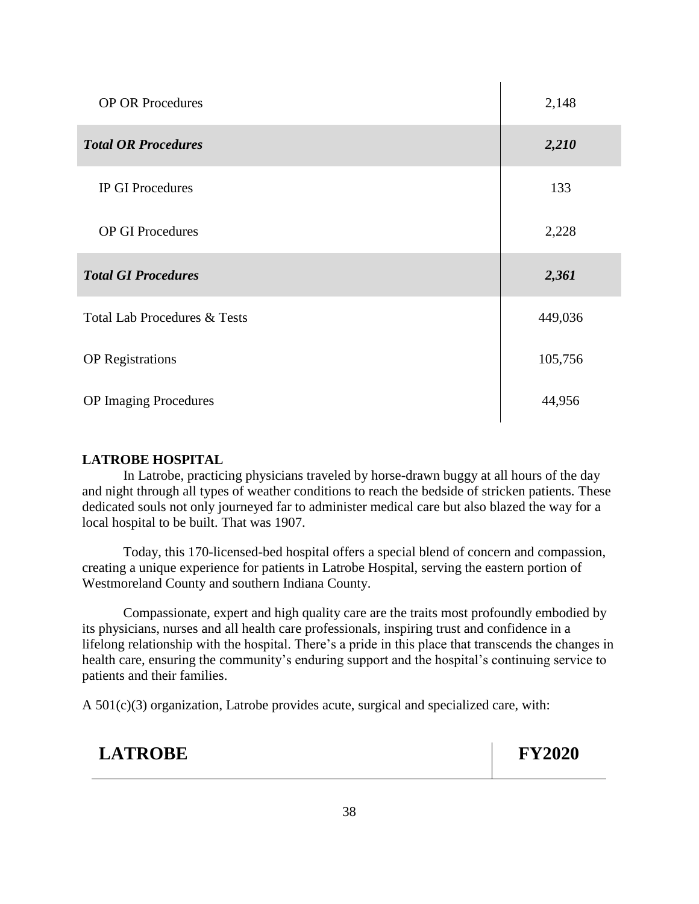| | |
|---|---|
| OP OR Procedures | 2,148 |
| ***Total OR Procedures*** | ***2,210*** |
| IP GI Procedures | 133 |
| OP GI Procedures | 2,228 |
| ***Total GI Procedures*** | ***2,361*** |
| Total Lab Procedures & Tests | 449,036 |
| OP Registrations | 105,756 |
| OP Imaging Procedures | 44,956 |

**LATROBE HOSPITAL**

In Latrobe, practicing physicians traveled by horse-drawn buggy at all hours of the day and night through all types of weather conditions to reach the bedside of stricken patients. These dedicated souls not only journeyed far to administer medical care but also blazed the way for a local hospital to be built. That was 1907.

Today, this 170-licensed-bed hospital offers a special blend of concern and compassion, creating a unique experience for patients in Latrobe Hospital, serving the eastern portion of Westmoreland County and southern Indiana County.

Compassionate, expert and high quality care are the traits most profoundly embodied by its physicians, nurses and all health care professionals, inspiring trust and confidence in a lifelong relationship with the hospital. There's a pride in this place that transcends the changes in health care, ensuring the community's enduring support and the hospital's continuing service to patients and their families.

A 501(c)(3) organization, Latrobe provides acute, surgical and specialized care, with:

| LATROBE | FY2020 |
|---|---|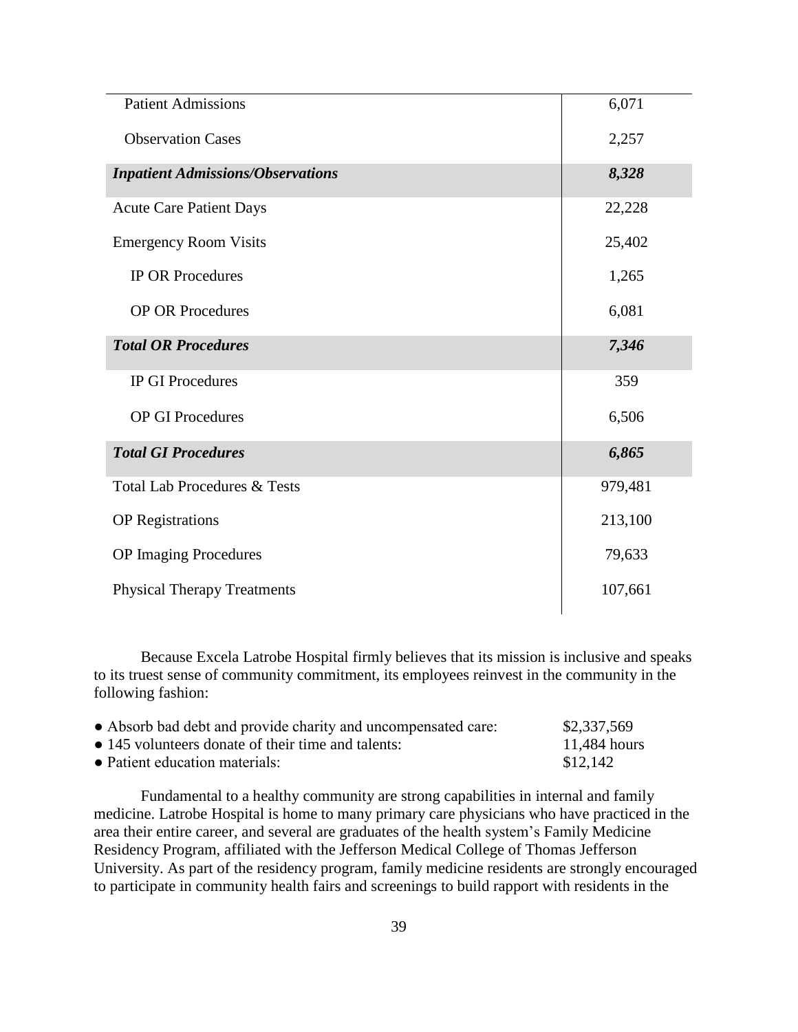| | |
|---|---|
| Patient Admissions | 6,071 |
| Observation Cases | 2,257 |
| ***Inpatient Admissions/Observations*** | ***8,328*** |
| Acute Care Patient Days | 22,228 |
| Emergency Room Visits | 25,402 |
| IP OR Procedures | 1,265 |
| OP OR Procedures | 6,081 |
| ***Total OR Procedures*** | ***7,346*** |
| IP GI Procedures | 359 |
| OP GI Procedures | 6,506 |
| ***Total GI Procedures*** | ***6,865*** |
| Total Lab Procedures & Tests | 979,481 |
| OP Registrations | 213,100 |
| OP Imaging Procedures | 79,633 |
| Physical Therapy Treatments | 107,661 |

Because Excela Latrobe Hospital firmly believes that its mission is inclusive and speaks to its truest sense of community commitment, its employees reinvest in the community in the following fashion:

- Absorb bad debt and provide charity and uncompensated care: $2,337,569
- 145 volunteers donate of their time and talents: 11,484 hours
- Patient education materials: $12,142

Fundamental to a healthy community are strong capabilities in internal and family medicine. Latrobe Hospital is home to many primary care physicians who have practiced in the area their entire career, and several are graduates of the health system's Family Medicine Residency Program, affiliated with the Jefferson Medical College of Thomas Jefferson University. As part of the residency program, family medicine residents are strongly encouraged to participate in community health fairs and screenings to build rapport with residents in the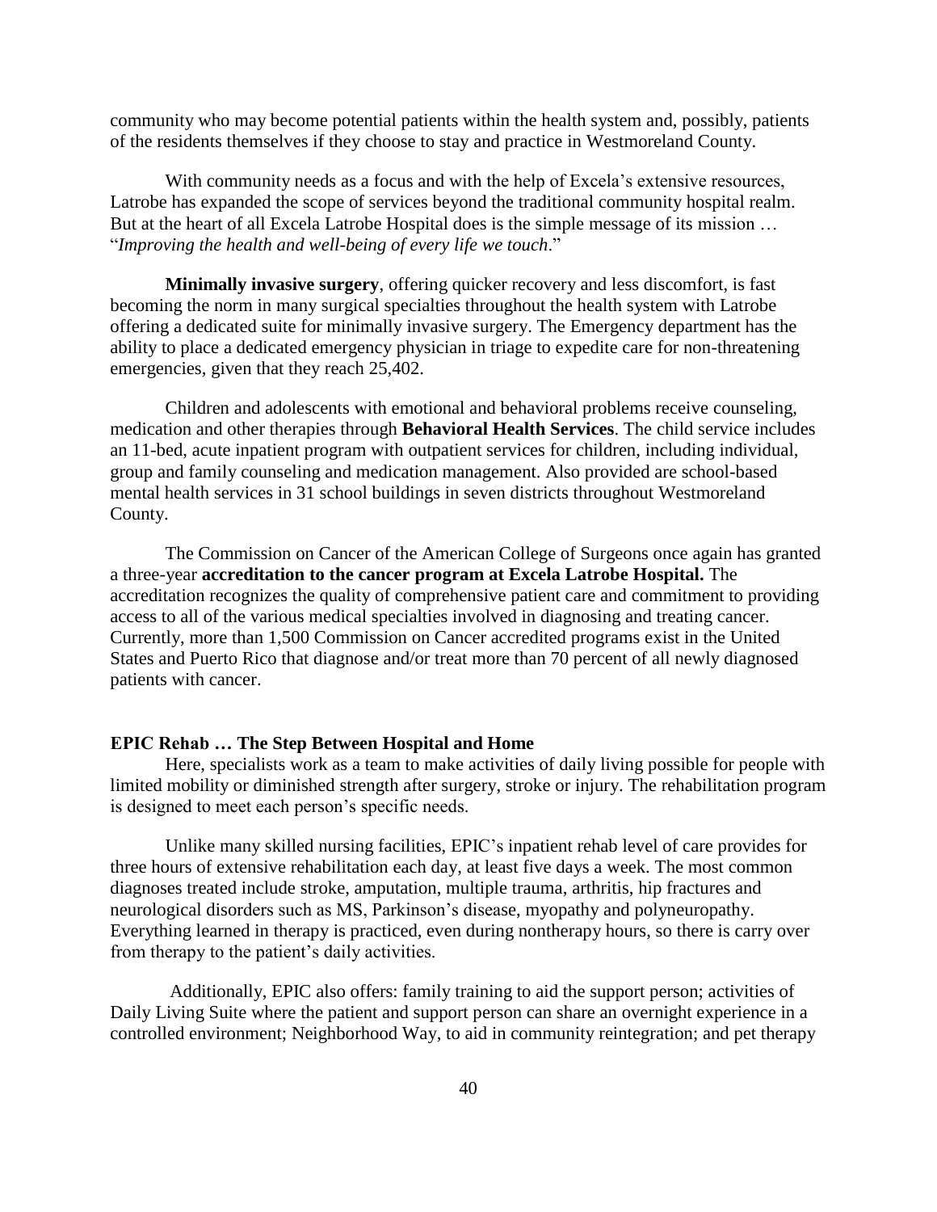community who may become potential patients within the health system and, possibly, patients of the residents themselves if they choose to stay and practice in Westmoreland County.

With community needs as a focus and with the help of Excela's extensive resources, Latrobe has expanded the scope of services beyond the traditional community hospital realm. But at the heart of all Excela Latrobe Hospital does is the simple message of its mission … "*Improving the health and well-being of every life we touch*."

**Minimally invasive surgery**, offering quicker recovery and less discomfort, is fast becoming the norm in many surgical specialties throughout the health system with Latrobe offering a dedicated suite for minimally invasive surgery. The Emergency department has the ability to place a dedicated emergency physician in triage to expedite care for non-threatening emergencies, given that they reach 25,402.

Children and adolescents with emotional and behavioral problems receive counseling, medication and other therapies through **Behavioral Health Services**. The child service includes an 11-bed, acute inpatient program with outpatient services for children, including individual, group and family counseling and medication management. Also provided are school-based mental health services in 31 school buildings in seven districts throughout Westmoreland County.

The Commission on Cancer of the American College of Surgeons once again has granted a three-year **accreditation to the cancer program at Excela Latrobe Hospital.** The accreditation recognizes the quality of comprehensive patient care and commitment to providing access to all of the various medical specialties involved in diagnosing and treating cancer. Currently, more than 1,500 Commission on Cancer accredited programs exist in the United States and Puerto Rico that diagnose and/or treat more than 70 percent of all newly diagnosed patients with cancer.

**EPIC Rehab … The Step Between Hospital and Home**

Here, specialists work as a team to make activities of daily living possible for people with limited mobility or diminished strength after surgery, stroke or injury. The rehabilitation program is designed to meet each person's specific needs.

Unlike many skilled nursing facilities, EPIC's inpatient rehab level of care provides for three hours of extensive rehabilitation each day, at least five days a week. The most common diagnoses treated include stroke, amputation, multiple trauma, arthritis, hip fractures and neurological disorders such as MS, Parkinson's disease, myopathy and polyneuropathy. Everything learned in therapy is practiced, even during nontherapy hours, so there is carry over from therapy to the patient's daily activities.

Additionally, EPIC also offers: family training to aid the support person; activities of Daily Living Suite where the patient and support person can share an overnight experience in a controlled environment; Neighborhood Way, to aid in community reintegration; and pet therapy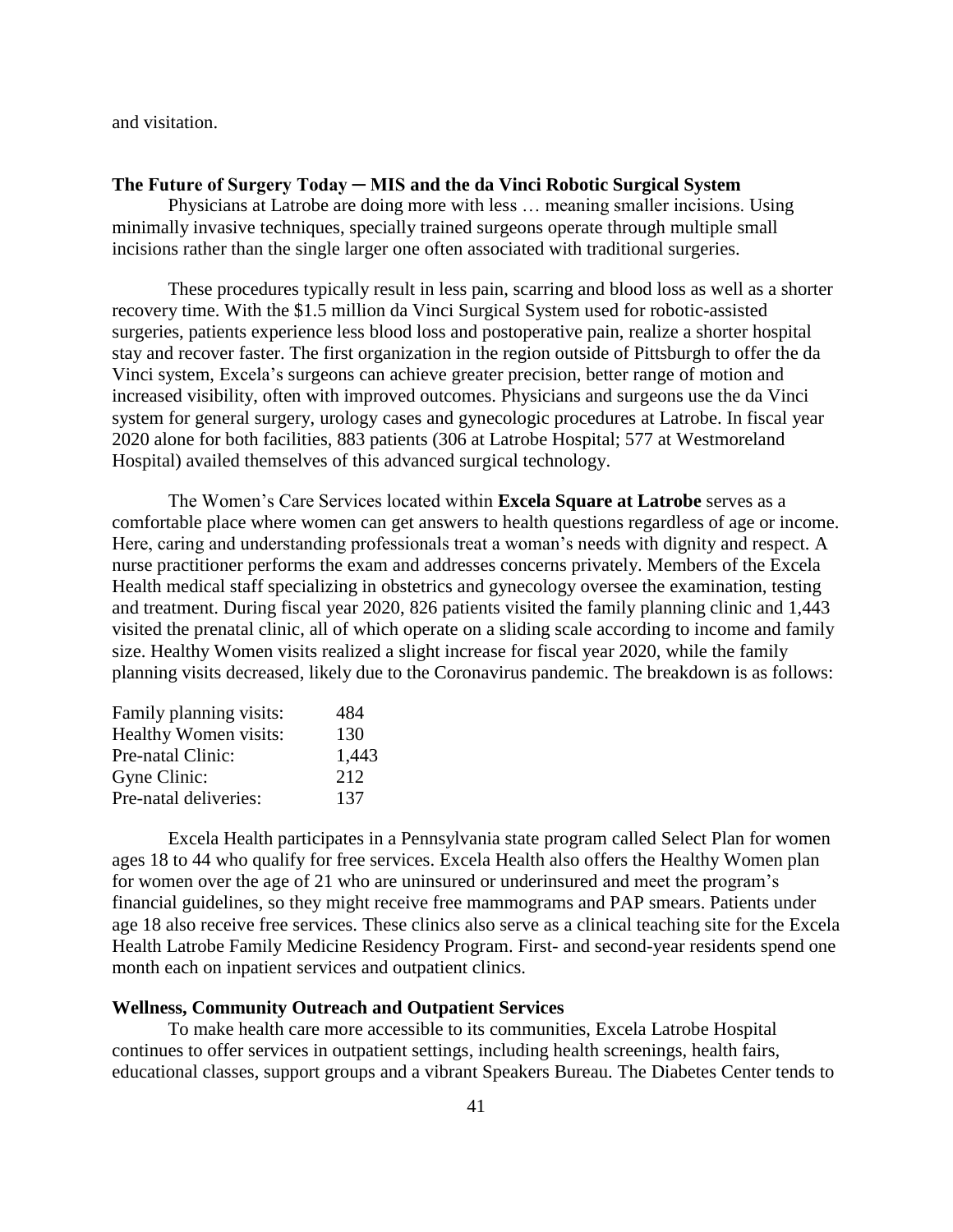and visitation.

### The Future of Surgery Today ─ MIS and the da Vinci Robotic Surgical System

Physicians at Latrobe are doing more with less … meaning smaller incisions. Using minimally invasive techniques, specially trained surgeons operate through multiple small incisions rather than the single larger one often associated with traditional surgeries.

These procedures typically result in less pain, scarring and blood loss as well as a shorter recovery time. With the $1.5 million da Vinci Surgical System used for robotic-assisted surgeries, patients experience less blood loss and postoperative pain, realize a shorter hospital stay and recover faster. The first organization in the region outside of Pittsburgh to offer the da Vinci system, Excela's surgeons can achieve greater precision, better range of motion and increased visibility, often with improved outcomes. Physicians and surgeons use the da Vinci system for general surgery, urology cases and gynecologic procedures at Latrobe. In fiscal year 2020 alone for both facilities, 883 patients (306 at Latrobe Hospital; 577 at Westmoreland Hospital) availed themselves of this advanced surgical technology.

The Women's Care Services located within **Excela Square at Latrobe** serves as a comfortable place where women can get answers to health questions regardless of age or income. Here, caring and understanding professionals treat a woman's needs with dignity and respect. A nurse practitioner performs the exam and addresses concerns privately. Members of the Excela Health medical staff specializing in obstetrics and gynecology oversee the examination, testing and treatment. During fiscal year 2020, 826 patients visited the family planning clinic and 1,443 visited the prenatal clinic, all of which operate on a sliding scale according to income and family size. Healthy Women visits realized a slight increase for fiscal year 2020, while the family planning visits decreased, likely due to the Coronavirus pandemic. The breakdown is as follows:

| | |
|---|---|
| Family planning visits: | 484 |
| Healthy Women visits: | 130 |
| Pre-natal Clinic: | 1,443 |
| Gyne Clinic: | 212 |
| Pre-natal deliveries: | 137 |

Excela Health participates in a Pennsylvania state program called Select Plan for women ages 18 to 44 who qualify for free services. Excela Health also offers the Healthy Women plan for women over the age of 21 who are uninsured or underinsured and meet the program's financial guidelines, so they might receive free mammograms and PAP smears. Patients under age 18 also receive free services. These clinics also serve as a clinical teaching site for the Excela Health Latrobe Family Medicine Residency Program. First- and second-year residents spend one month each on inpatient services and outpatient clinics.

### Wellness, Community Outreach and Outpatient Services

To make health care more accessible to its communities, Excela Latrobe Hospital continues to offer services in outpatient settings, including health screenings, health fairs, educational classes, support groups and a vibrant Speakers Bureau. The Diabetes Center tends to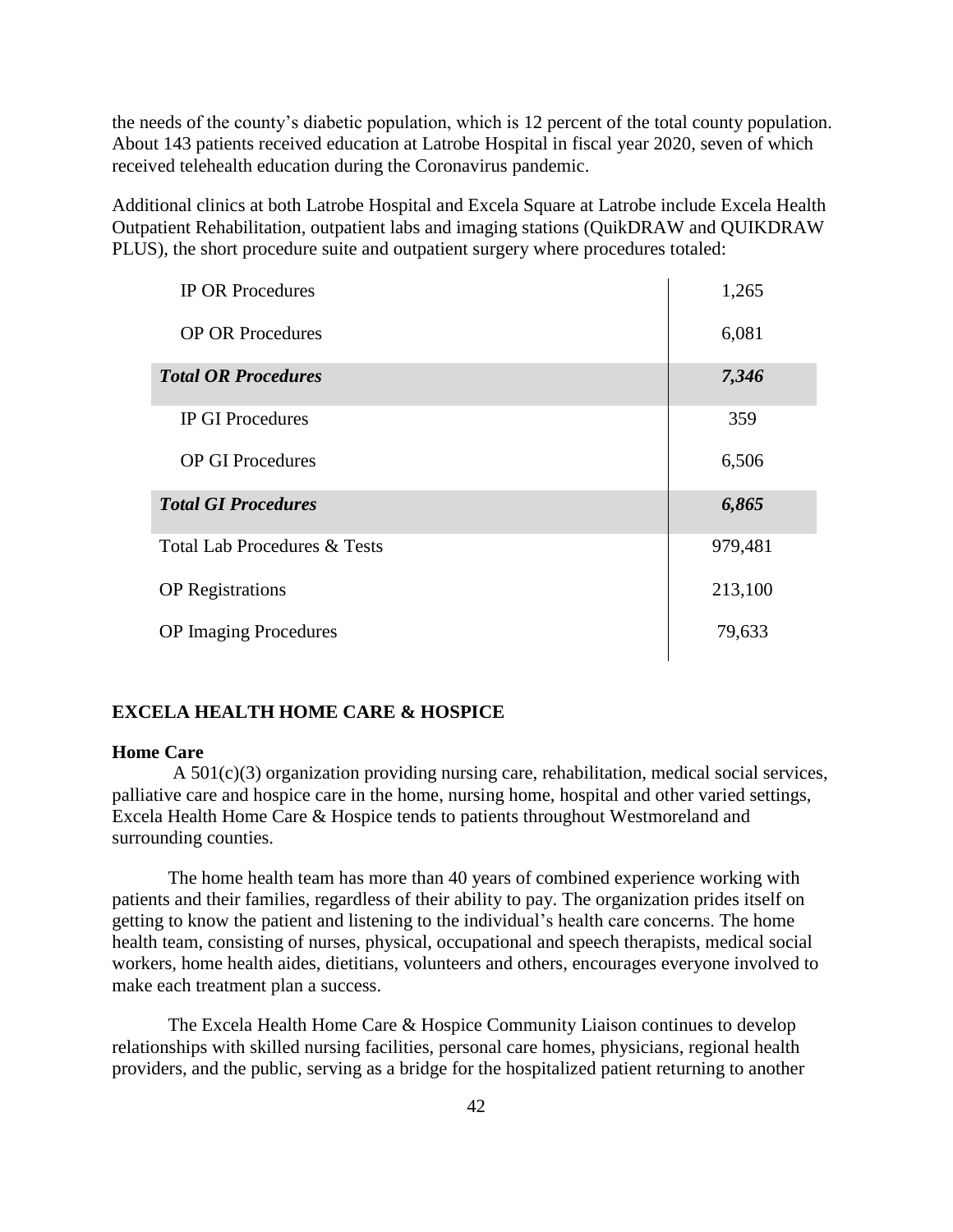the needs of the county's diabetic population, which is 12 percent of the total county population. About 143 patients received education at Latrobe Hospital in fiscal year 2020, seven of which received telehealth education during the Coronavirus pandemic.

Additional clinics at both Latrobe Hospital and Excela Square at Latrobe include Excela Health Outpatient Rehabilitation, outpatient labs and imaging stations (QuikDRAW and QUIKDRAW PLUS), the short procedure suite and outpatient surgery where procedures totaled:

| | |
|---|---|
| IP OR Procedures | 1,265 |
| OP OR Procedures | 6,081 |
| ***Total OR Procedures*** | ***7,346*** |
| IP GI Procedures | 359 |
| OP GI Procedures | 6,506 |
| ***Total GI Procedures*** | ***6,865*** |
| Total Lab Procedures & Tests | 979,481 |
| OP Registrations | 213,100 |
| OP Imaging Procedures | 79,633 |

## EXCELA HEALTH HOME CARE & HOSPICE

### Home Care

A 501(c)(3) organization providing nursing care, rehabilitation, medical social services, palliative care and hospice care in the home, nursing home, hospital and other varied settings, Excela Health Home Care & Hospice tends to patients throughout Westmoreland and surrounding counties.

The home health team has more than 40 years of combined experience working with patients and their families, regardless of their ability to pay. The organization prides itself on getting to know the patient and listening to the individual's health care concerns. The home health team, consisting of nurses, physical, occupational and speech therapists, medical social workers, home health aides, dietitians, volunteers and others, encourages everyone involved to make each treatment plan a success.

The Excela Health Home Care & Hospice Community Liaison continues to develop relationships with skilled nursing facilities, personal care homes, physicians, regional health providers, and the public, serving as a bridge for the hospitalized patient returning to another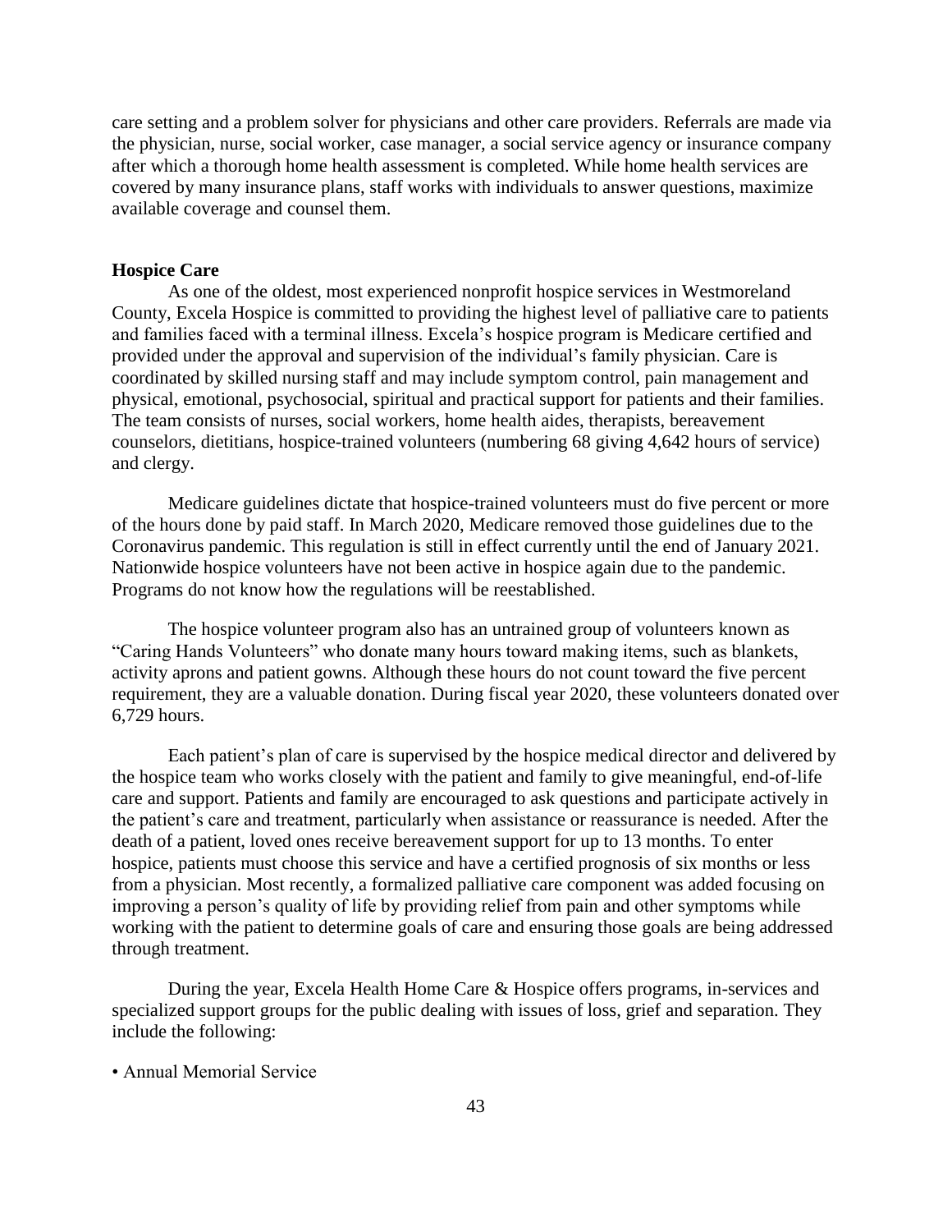care setting and a problem solver for physicians and other care providers. Referrals are made via the physician, nurse, social worker, case manager, a social service agency or insurance company after which a thorough home health assessment is completed. While home health services are covered by many insurance plans, staff works with individuals to answer questions, maximize available coverage and counsel them.

**Hospice Care**

As one of the oldest, most experienced nonprofit hospice services in Westmoreland County, Excela Hospice is committed to providing the highest level of palliative care to patients and families faced with a terminal illness. Excela's hospice program is Medicare certified and provided under the approval and supervision of the individual's family physician. Care is coordinated by skilled nursing staff and may include symptom control, pain management and physical, emotional, psychosocial, spiritual and practical support for patients and their families. The team consists of nurses, social workers, home health aides, therapists, bereavement counselors, dietitians, hospice-trained volunteers (numbering 68 giving 4,642 hours of service) and clergy.

Medicare guidelines dictate that hospice-trained volunteers must do five percent or more of the hours done by paid staff. In March 2020, Medicare removed those guidelines due to the Coronavirus pandemic. This regulation is still in effect currently until the end of January 2021. Nationwide hospice volunteers have not been active in hospice again due to the pandemic. Programs do not know how the regulations will be reestablished.

The hospice volunteer program also has an untrained group of volunteers known as "Caring Hands Volunteers" who donate many hours toward making items, such as blankets, activity aprons and patient gowns. Although these hours do not count toward the five percent requirement, they are a valuable donation. During fiscal year 2020, these volunteers donated over 6,729 hours.

Each patient's plan of care is supervised by the hospice medical director and delivered by the hospice team who works closely with the patient and family to give meaningful, end-of-life care and support. Patients and family are encouraged to ask questions and participate actively in the patient's care and treatment, particularly when assistance or reassurance is needed. After the death of a patient, loved ones receive bereavement support for up to 13 months. To enter hospice, patients must choose this service and have a certified prognosis of six months or less from a physician. Most recently, a formalized palliative care component was added focusing on improving a person's quality of life by providing relief from pain and other symptoms while working with the patient to determine goals of care and ensuring those goals are being addressed through treatment.

During the year, Excela Health Home Care & Hospice offers programs, in-services and specialized support groups for the public dealing with issues of loss, grief and separation. They include the following:

- Annual Memorial Service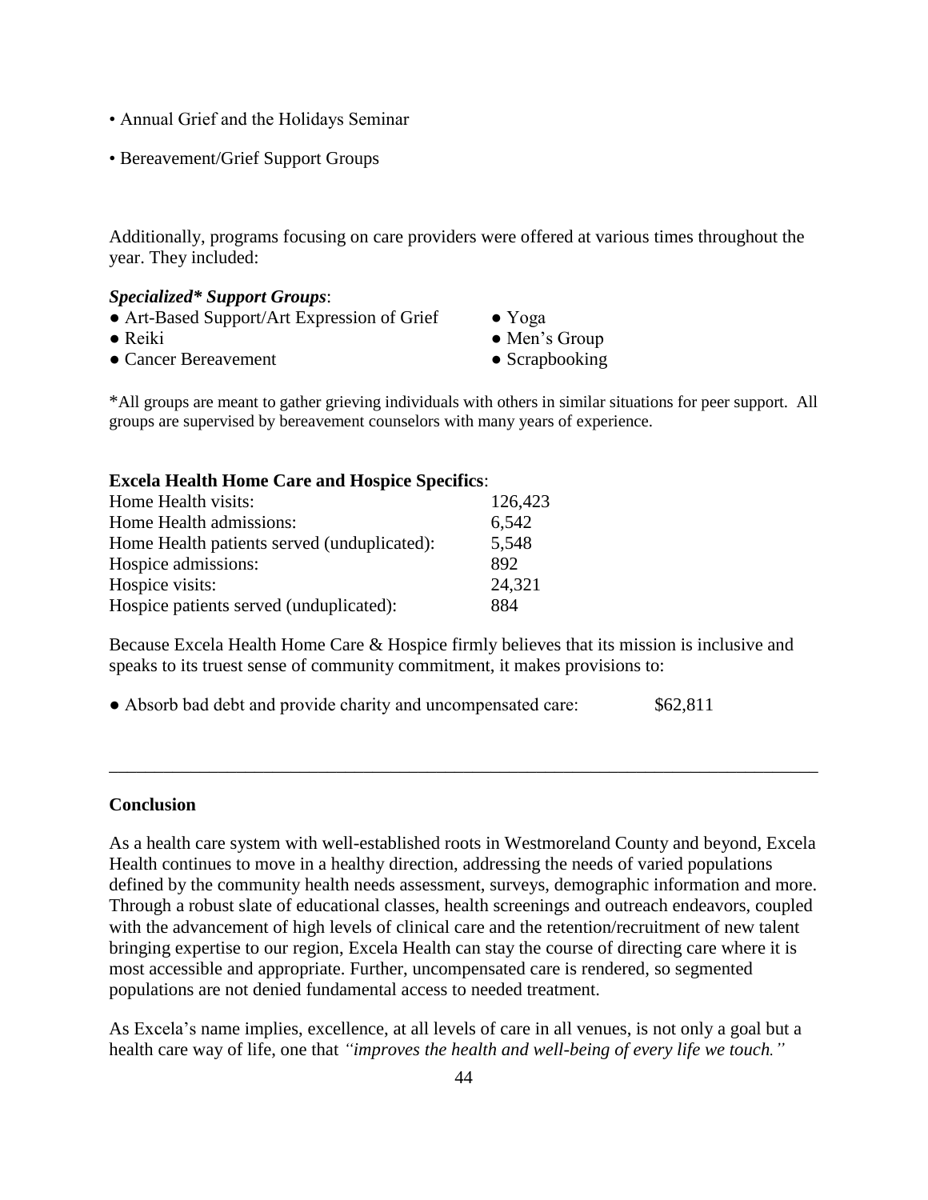- Annual Grief and the Holidays Seminar
- Bereavement/Grief Support Groups

Additionally, programs focusing on care providers were offered at various times throughout the year. They included:

***Specialized\* Support Groups***:

- Art-Based Support/Art Expression of Grief
- Reiki
- Cancer Bereavement
- Yoga
- Men's Group
- Scrapbooking

\*All groups are meant to gather grieving individuals with others in similar situations for peer support. All groups are supervised by bereavement counselors with many years of experience.

**Excela Health Home Care and Hospice Specifics**:

| | |
|---|---|
| Home Health visits: | 126,423 |
| Home Health admissions: | 6,542 |
| Home Health patients served (unduplicated): | 5,548 |
| Hospice admissions: | 892 |
| Hospice visits: | 24,321 |
| Hospice patients served (unduplicated): | 884 |

Because Excela Health Home Care & Hospice firmly believes that its mission is inclusive and speaks to its truest sense of community commitment, it makes provisions to:

- Absorb bad debt and provide charity and uncompensated care: $62,811

---

**Conclusion**

As a health care system with well-established roots in Westmoreland County and beyond, Excela Health continues to move in a healthy direction, addressing the needs of varied populations defined by the community health needs assessment, surveys, demographic information and more. Through a robust slate of educational classes, health screenings and outreach endeavors, coupled with the advancement of high levels of clinical care and the retention/recruitment of new talent bringing expertise to our region, Excela Health can stay the course of directing care where it is most accessible and appropriate. Further, uncompensated care is rendered, so segmented populations are not denied fundamental access to needed treatment.

As Excela's name implies, excellence, at all levels of care in all venues, is not only a goal but a health care way of life, one that *"improves the health and well-being of every life we touch."*